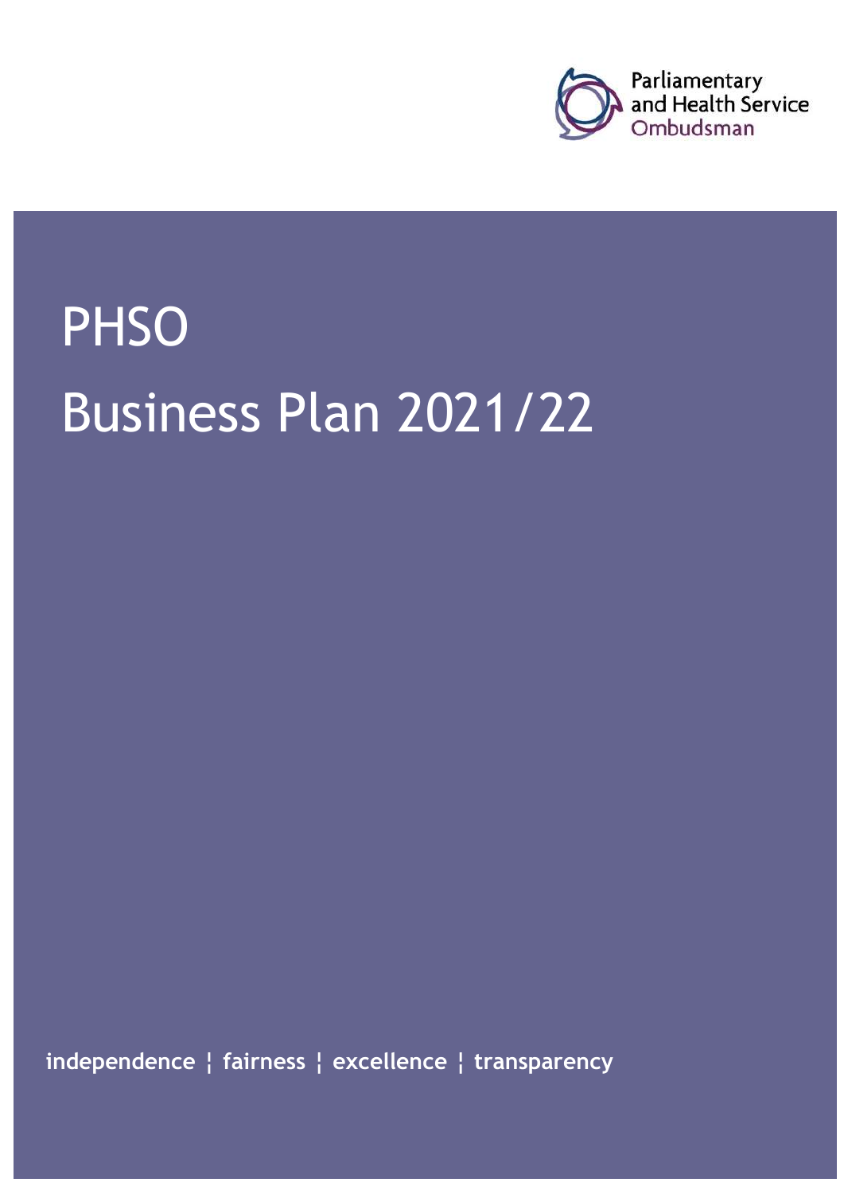Parliamentary and Health Service Ombudsman

# PHSO

# Business Plan 2021/22

**independence ¦ fairness ¦ excellence ¦ transparency**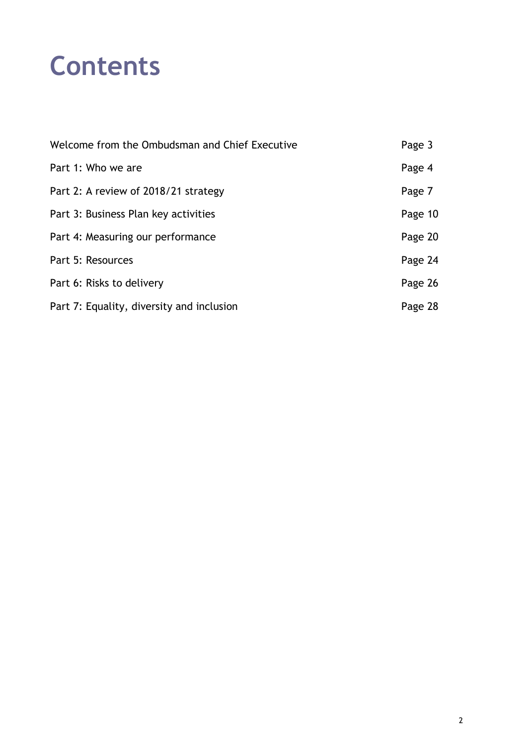# Contents

| | |
|---|---|
| Welcome from the Ombudsman and Chief Executive | Page 3 |
| Part 1: Who we are | Page 4 |
| Part 2: A review of 2018/21 strategy | Page 7 |
| Part 3: Business Plan key activities | Page 10 |
| Part 4: Measuring our performance | Page 20 |
| Part 5: Resources | Page 24 |
| Part 6: Risks to delivery | Page 26 |
| Part 7: Equality, diversity and inclusion | Page 28 |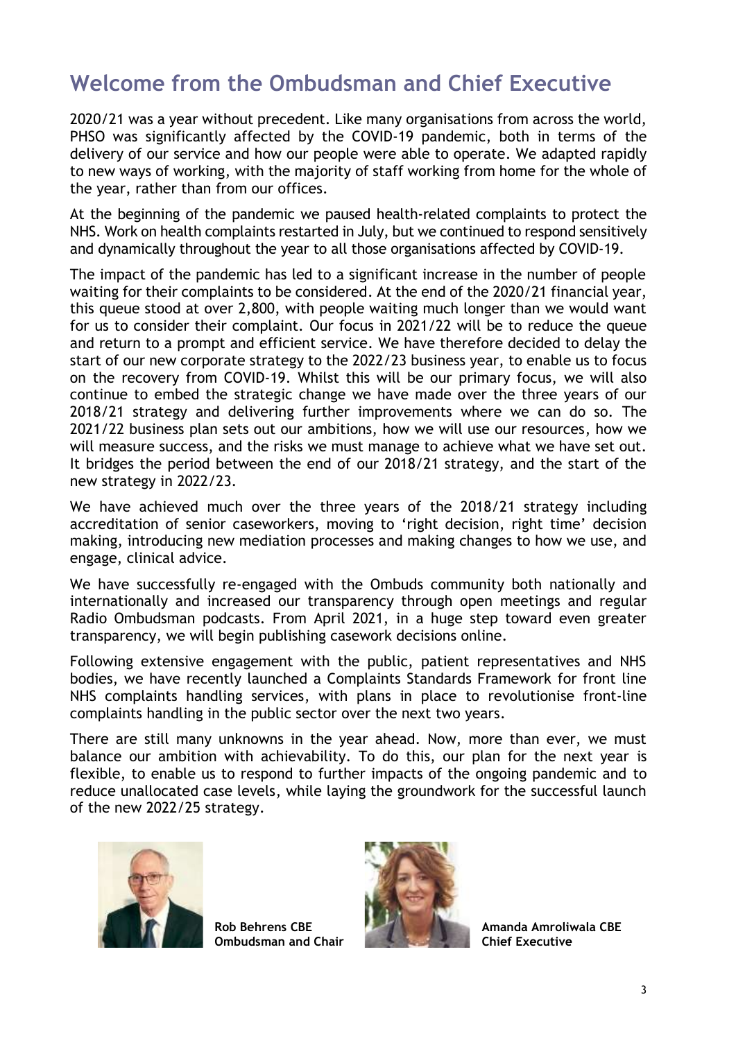## Welcome from the Ombudsman and Chief Executive

2020/21 was a year without precedent. Like many organisations from across the world, PHSO was significantly affected by the COVID-19 pandemic, both in terms of the delivery of our service and how our people were able to operate. We adapted rapidly to new ways of working, with the majority of staff working from home for the whole of the year, rather than from our offices.

At the beginning of the pandemic we paused health-related complaints to protect the NHS. Work on health complaints restarted in July, but we continued to respond sensitively and dynamically throughout the year to all those organisations affected by COVID-19.

The impact of the pandemic has led to a significant increase in the number of people waiting for their complaints to be considered. At the end of the 2020/21 financial year, this queue stood at over 2,800, with people waiting much longer than we would want for us to consider their complaint. Our focus in 2021/22 will be to reduce the queue and return to a prompt and efficient service. We have therefore decided to delay the start of our new corporate strategy to the 2022/23 business year, to enable us to focus on the recovery from COVID-19. Whilst this will be our primary focus, we will also continue to embed the strategic change we have made over the three years of our 2018/21 strategy and delivering further improvements where we can do so. The 2021/22 business plan sets out our ambitions, how we will use our resources, how we will measure success, and the risks we must manage to achieve what we have set out. It bridges the period between the end of our 2018/21 strategy, and the start of the new strategy in 2022/23.

We have achieved much over the three years of the 2018/21 strategy including accreditation of senior caseworkers, moving to 'right decision, right time' decision making, introducing new mediation processes and making changes to how we use, and engage, clinical advice.

We have successfully re-engaged with the Ombuds community both nationally and internationally and increased our transparency through open meetings and regular Radio Ombudsman podcasts. From April 2021, in a huge step toward even greater transparency, we will begin publishing casework decisions online.

Following extensive engagement with the public, patient representatives and NHS bodies, we have recently launched a Complaints Standards Framework for front line NHS complaints handling services, with plans in place to revolutionise front-line complaints handling in the public sector over the next two years.

There are still many unknowns in the year ahead. Now, more than ever, we must balance our ambition with achievability. To do this, our plan for the next year is flexible, to enable us to respond to further impacts of the ongoing pandemic and to reduce unallocated case levels, while laying the groundwork for the successful launch of the new 2022/25 strategy.

**Rob Behrens CBE**
**Ombudsman and Chair**

**Amanda Amroliwala CBE**
**Chief Executive**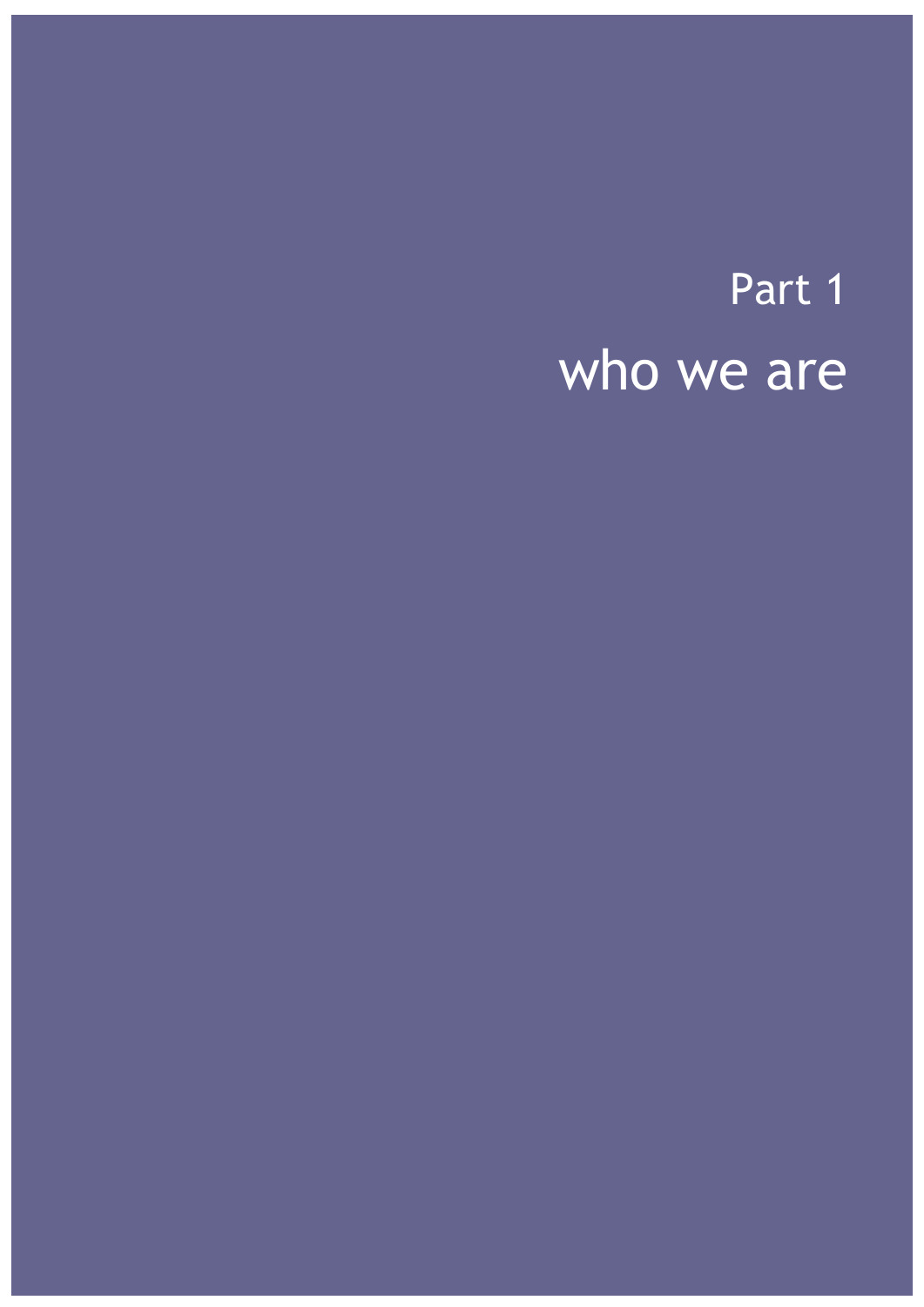# Part 1

# who we are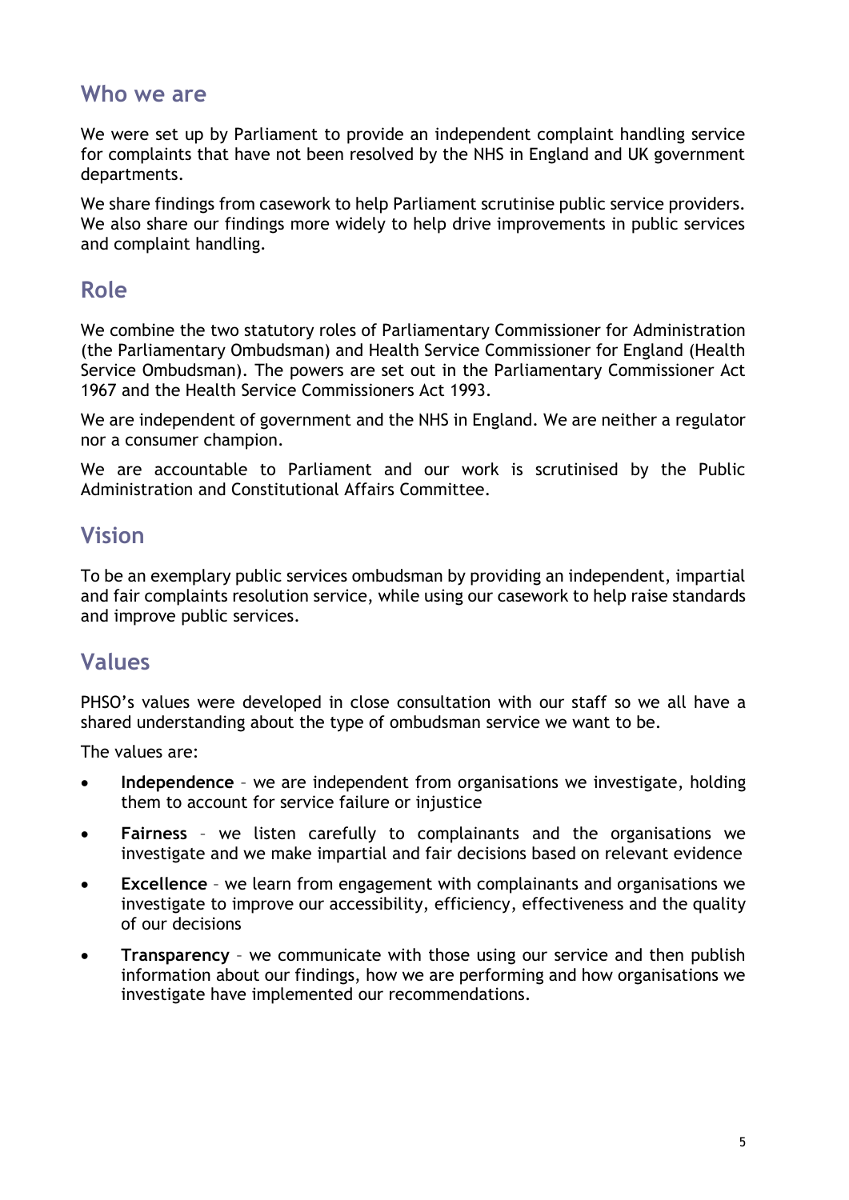## Who we are

We were set up by Parliament to provide an independent complaint handling service for complaints that have not been resolved by the NHS in England and UK government departments.

We share findings from casework to help Parliament scrutinise public service providers. We also share our findings more widely to help drive improvements in public services and complaint handling.

## Role

We combine the two statutory roles of Parliamentary Commissioner for Administration (the Parliamentary Ombudsman) and Health Service Commissioner for England (Health Service Ombudsman). The powers are set out in the Parliamentary Commissioner Act 1967 and the Health Service Commissioners Act 1993.

We are independent of government and the NHS in England. We are neither a regulator nor a consumer champion.

We are accountable to Parliament and our work is scrutinised by the Public Administration and Constitutional Affairs Committee.

## Vision

To be an exemplary public services ombudsman by providing an independent, impartial and fair complaints resolution service, while using our casework to help raise standards and improve public services.

## Values

PHSO's values were developed in close consultation with our staff so we all have a shared understanding about the type of ombudsman service we want to be.

The values are:

- **Independence** – we are independent from organisations we investigate, holding them to account for service failure or injustice
- **Fairness** – we listen carefully to complainants and the organisations we investigate and we make impartial and fair decisions based on relevant evidence
- **Excellence** – we learn from engagement with complainants and organisations we investigate to improve our accessibility, efficiency, effectiveness and the quality of our decisions
- **Transparency** – we communicate with those using our service and then publish information about our findings, how we are performing and how organisations we investigate have implemented our recommendations.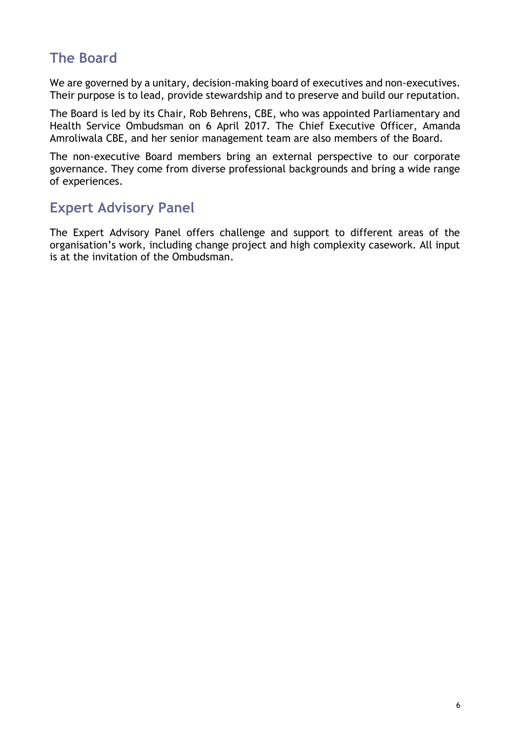## The Board

We are governed by a unitary, decision-making board of executives and non-executives. Their purpose is to lead, provide stewardship and to preserve and build our reputation.

The Board is led by its Chair, Rob Behrens, CBE, who was appointed Parliamentary and Health Service Ombudsman on 6 April 2017. The Chief Executive Officer, Amanda Amroliwala CBE, and her senior management team are also members of the Board.

The non-executive Board members bring an external perspective to our corporate governance. They come from diverse professional backgrounds and bring a wide range of experiences.

## Expert Advisory Panel

The Expert Advisory Panel offers challenge and support to different areas of the organisation's work, including change project and high complexity casework. All input is at the invitation of the Ombudsman.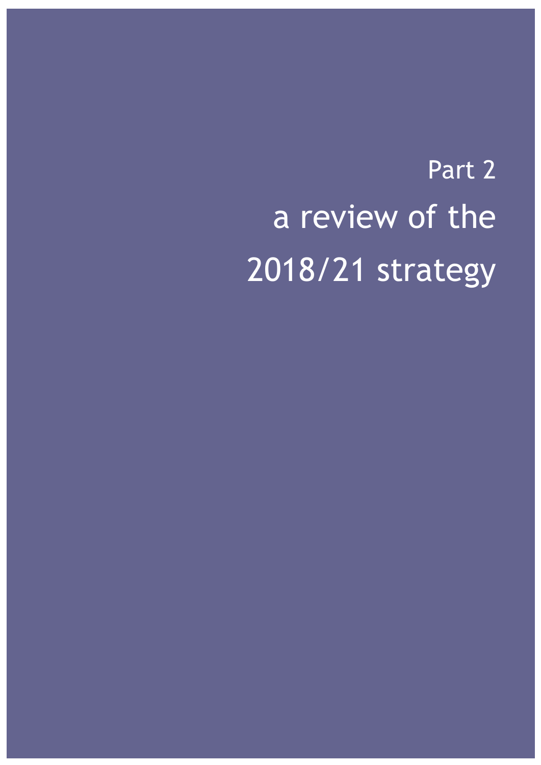# Part 2

# a review of the 2018/21 strategy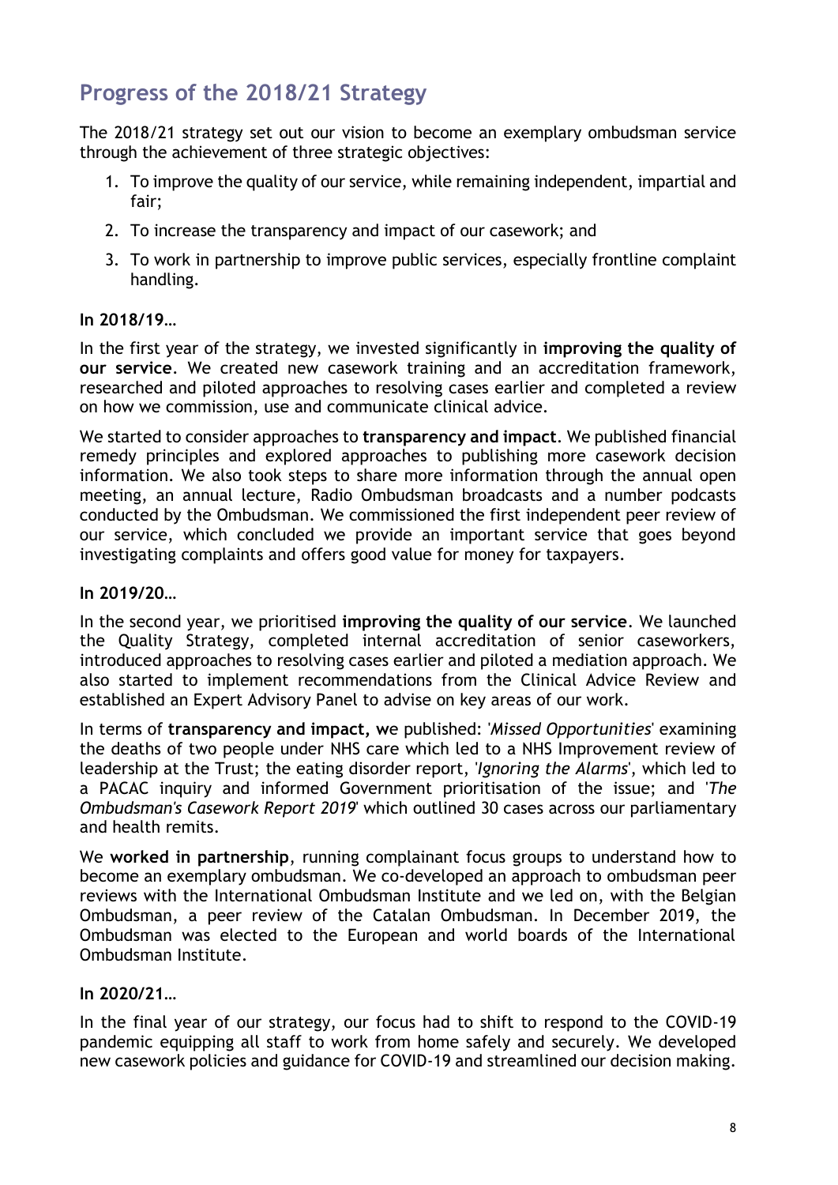## Progress of the 2018/21 Strategy

The 2018/21 strategy set out our vision to become an exemplary ombudsman service through the achievement of three strategic objectives:

1. To improve the quality of our service, while remaining independent, impartial and fair;
2. To increase the transparency and impact of our casework; and
3. To work in partnership to improve public services, especially frontline complaint handling.

### In 2018/19…

In the first year of the strategy, we invested significantly in **improving the quality of our service**. We created new casework training and an accreditation framework, researched and piloted approaches to resolving cases earlier and completed a review on how we commission, use and communicate clinical advice.

We started to consider approaches to **transparency and impact**. We published financial remedy principles and explored approaches to publishing more casework decision information. We also took steps to share more information through the annual open meeting, an annual lecture, Radio Ombudsman broadcasts and a number podcasts conducted by the Ombudsman. We commissioned the first independent peer review of our service, which concluded we provide an important service that goes beyond investigating complaints and offers good value for money for taxpayers.

### In 2019/20…

In the second year, we prioritised **improving the quality of our service**. We launched the Quality Strategy, completed internal accreditation of senior caseworkers, introduced approaches to resolving cases earlier and piloted a mediation approach. We also started to implement recommendations from the Clinical Advice Review and established an Expert Advisory Panel to advise on key areas of our work.

In terms of **transparency and impact, w**e published: '*Missed Opportunities*' examining the deaths of two people under NHS care which led to a NHS Improvement review of leadership at the Trust; the eating disorder report, '*Ignoring the Alarms*', which led to a PACAC inquiry and informed Government prioritisation of the issue; and '*The Ombudsman's Casework Report 2019*' which outlined 30 cases across our parliamentary and health remits.

We **worked in partnership**, running complainant focus groups to understand how to become an exemplary ombudsman. We co-developed an approach to ombudsman peer reviews with the International Ombudsman Institute and we led on, with the Belgian Ombudsman, a peer review of the Catalan Ombudsman. In December 2019, the Ombudsman was elected to the European and world boards of the International Ombudsman Institute.

### In 2020/21…

In the final year of our strategy, our focus had to shift to respond to the COVID-19 pandemic equipping all staff to work from home safely and securely. We developed new casework policies and guidance for COVID-19 and streamlined our decision making.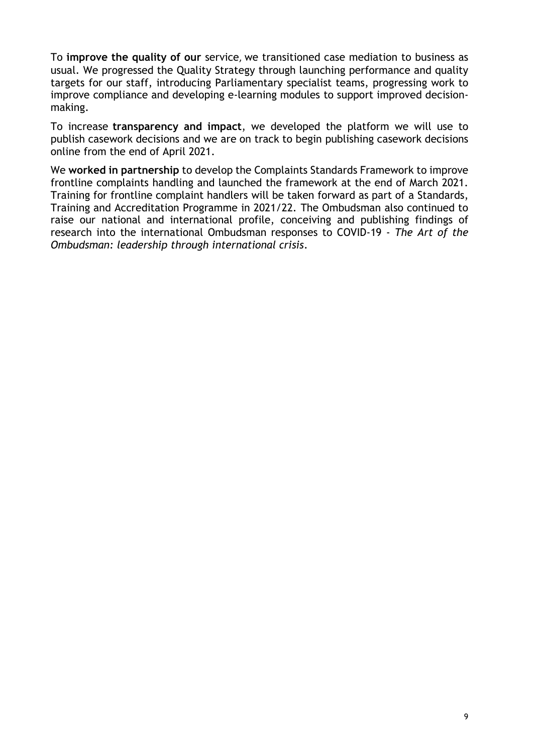To **improve the quality of our** service, we transitioned case mediation to business as usual. We progressed the Quality Strategy through launching performance and quality targets for our staff, introducing Parliamentary specialist teams, progressing work to improve compliance and developing e-learning modules to support improved decision-making.

To increase **transparency and impact**, we developed the platform we will use to publish casework decisions and we are on track to begin publishing casework decisions online from the end of April 2021.

We **worked in partnership** to develop the Complaints Standards Framework to improve frontline complaints handling and launched the framework at the end of March 2021. Training for frontline complaint handlers will be taken forward as part of a Standards, Training and Accreditation Programme in 2021/22. The Ombudsman also continued to raise our national and international profile, conceiving and publishing findings of research into the international Ombudsman responses to COVID-19 - *The Art of the Ombudsman: leadership through international crisis*.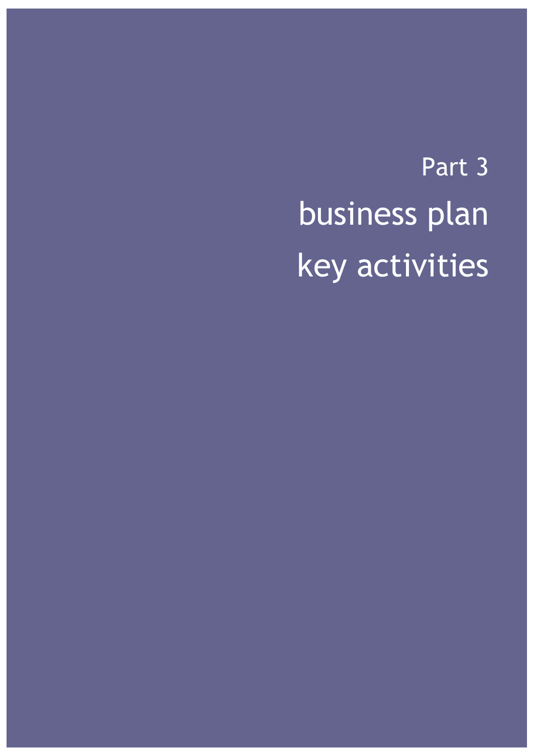Part 3

# business plan key activities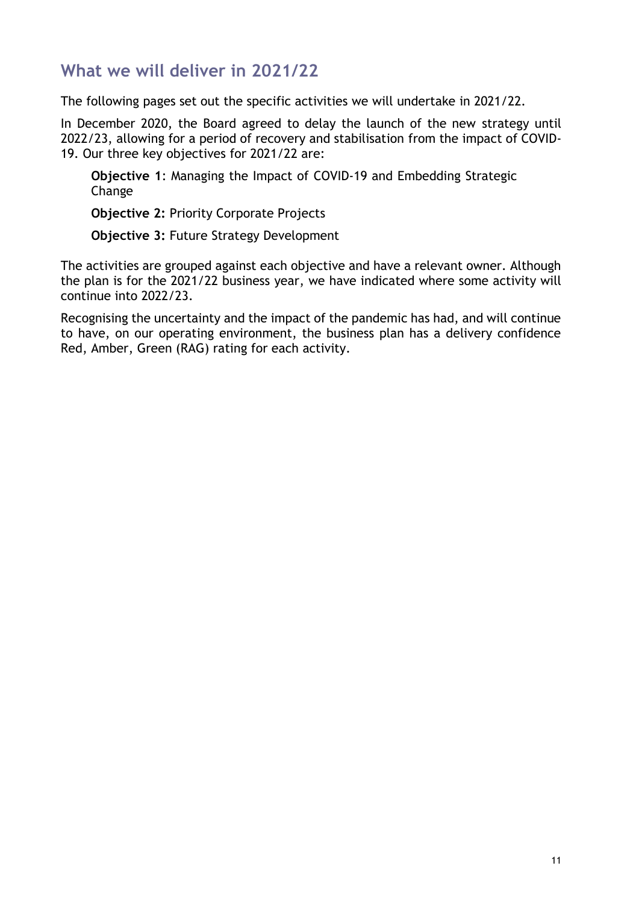## What we will deliver in 2021/22

The following pages set out the specific activities we will undertake in 2021/22.

In December 2020, the Board agreed to delay the launch of the new strategy until 2022/23, allowing for a period of recovery and stabilisation from the impact of COVID-19. Our three key objectives for 2021/22 are:

**Objective 1**: Managing the Impact of COVID-19 and Embedding Strategic Change

**Objective 2:** Priority Corporate Projects

**Objective 3:** Future Strategy Development

The activities are grouped against each objective and have a relevant owner. Although the plan is for the 2021/22 business year, we have indicated where some activity will continue into 2022/23.

Recognising the uncertainty and the impact of the pandemic has had, and will continue to have, on our operating environment, the business plan has a delivery confidence Red, Amber, Green (RAG) rating for each activity.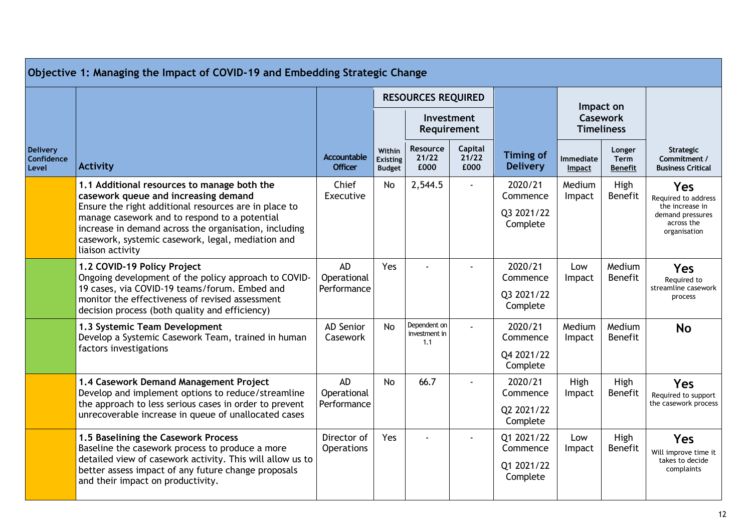## Objective 1: Managing the Impact of COVID-19 and Embedding Strategic Change

| Delivery Confidence Level | Activity | Accountable Officer | RESOURCES REQUIRED | | | Timing of Delivery | Impact on Casework Timeliness | | Strategic Commitment / Business Critical |
|---|---|---|---|---|---|---|---|---|---|
| | | | Within Existing Budget | Investment Requirement | | | | | |
| | | | | Resource 21/22 £000 | Capital 21/22 £000 | | Immediate Impact | Longer Term Benefit | |
| | **1.1 Additional resources to manage both the casework queue and increasing demand** Ensure the right additional resources are in place to manage casework and to respond to a potential increase in demand across the organisation, including casework, systemic casework, legal, mediation and liaison activity | Chief Executive | No | 2,544.5 | - | 2020/21 Commence Q3 2021/22 Complete | Medium Impact | High Benefit | **Yes** Required to address the increase in demand pressures across the organisation |
| | **1.2 COVID-19 Policy Project** Ongoing development of the policy approach to COVID-19 cases, via COVID-19 teams/forum. Embed and monitor the effectiveness of revised assessment decision process (both quality and efficiency) | AD Operational Performance | Yes | - | - | 2020/21 Commence Q3 2021/22 Complete | Low Impact | Medium Benefit | **Yes** Required to streamline casework process |
| | **1.3 Systemic Team Development** Develop a Systemic Casework Team, trained in human factors investigations | AD Senior Casework | No | Dependent on investment in 1.1 | - | 2020/21 Commence Q4 2021/22 Complete | Medium Impact | Medium Benefit | **No** |
| | **1.4 Casework Demand Management Project** Develop and implement options to reduce/streamline the approach to less serious cases in order to prevent unrecoverable increase in queue of unallocated cases | AD Operational Performance | No | 66.7 | - | 2020/21 Commence Q2 2021/22 Complete | High Impact | High Benefit | **Yes** Required to support the casework process |
| | **1.5 Baselining the Casework Process** Baseline the casework process to produce a more detailed view of casework activity. This will allow us to better assess impact of any future change proposals and their impact on productivity. | Director of Operations | Yes | - | - | Q1 2021/22 Commence Q1 2021/22 Complete | Low Impact | High Benefit | **Yes** Will improve time it takes to decide complaints |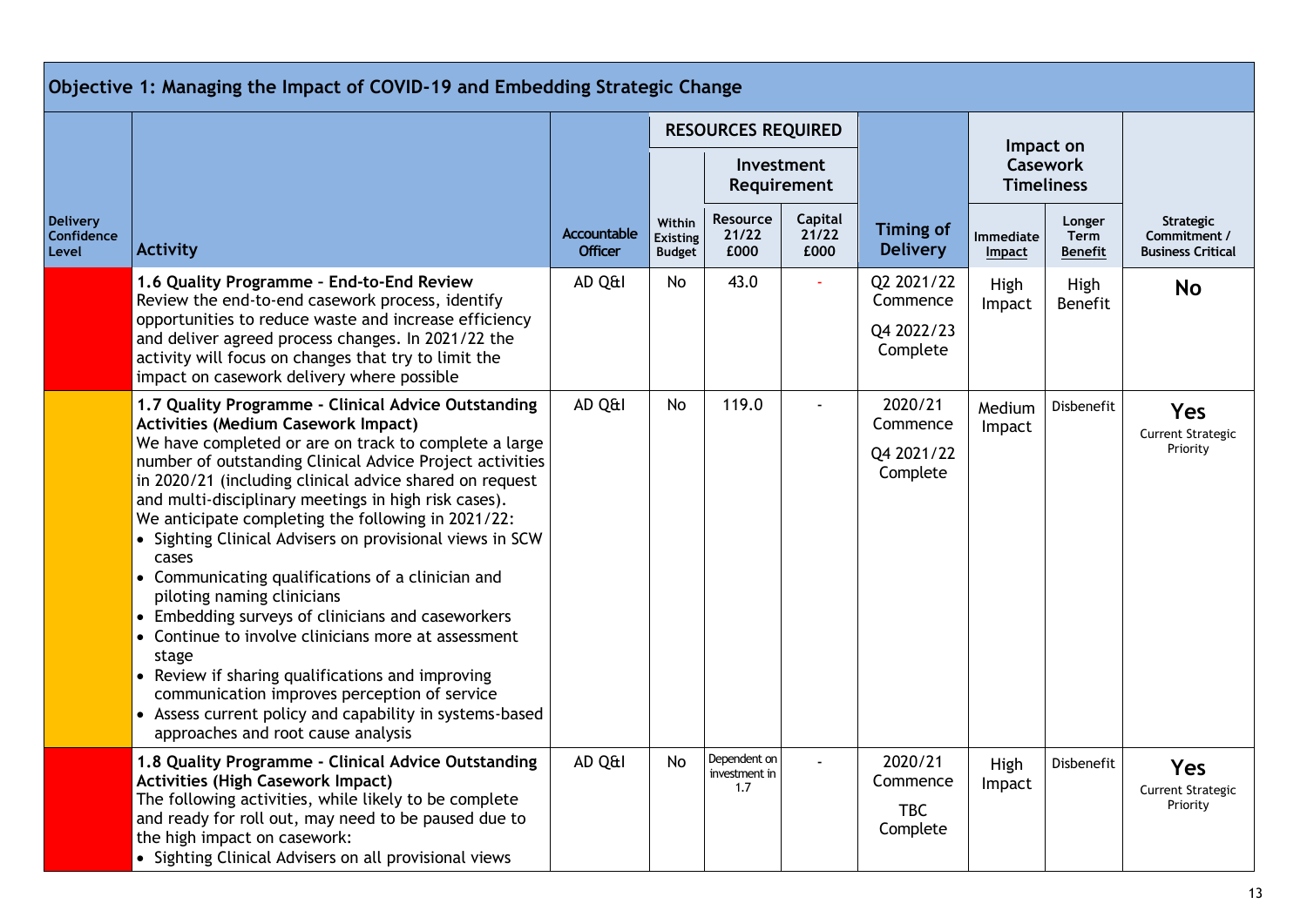## Objective 1: Managing the Impact of COVID-19 and Embedding Strategic Change

| Delivery Confidence Level | Activity | Accountable Officer | RESOURCES REQUIRED | | | Timing of Delivery | Impact on Casework Timeliness | | Strategic Commitment / Business Critical |
|---|---|---|---|---|---|---|---|---|---|
| | | | Within Existing Budget | Investment Requirement | | | | | |
| | | | | Resource 21/22 £000 | Capital 21/22 £000 | | Immediate Impact | Longer Term Benefit | |
| | **1.6 Quality Programme – End-to-End Review**<br>Review the end-to-end casework process, identify opportunities to reduce waste and increase efficiency and deliver agreed process changes. In 2021/22 the activity will focus on changes that try to limit the impact on casework delivery where possible | AD Q&I | No | 43.0 | - | Q2 2021/22 Commence<br>Q4 2022/23 Complete | High Impact | High Benefit | **No** |
| | **1.7 Quality Programme - Clinical Advice Outstanding Activities (Medium Casework Impact)**<br>We have completed or are on track to complete a large number of outstanding Clinical Advice Project activities in 2020/21 (including clinical advice shared on request and multi-disciplinary meetings in high risk cases). We anticipate completing the following in 2021/22:<br>• Sighting Clinical Advisers on provisional views in SCW cases<br>• Communicating qualifications of a clinician and piloting naming clinicians<br>• Embedding surveys of clinicians and caseworkers<br>• Continue to involve clinicians more at assessment stage<br>• Review if sharing qualifications and improving communication improves perception of service<br>• Assess current policy and capability in systems-based approaches and root cause analysis | AD Q&I | No | 119.0 | - | 2020/21 Commence<br>Q4 2021/22 Complete | Medium Impact | Disbenefit | **Yes** Current Strategic Priority |
| | **1.8 Quality Programme - Clinical Advice Outstanding Activities (High Casework Impact)**<br>The following activities, while likely to be complete and ready for roll out, may need to be paused due to the high impact on casework:<br>• Sighting Clinical Advisers on all provisional views | AD Q&I | No | Dependent on investment in 1.7 | - | 2020/21 Commence<br>TBC Complete | High Impact | Disbenefit | **Yes** Current Strategic Priority |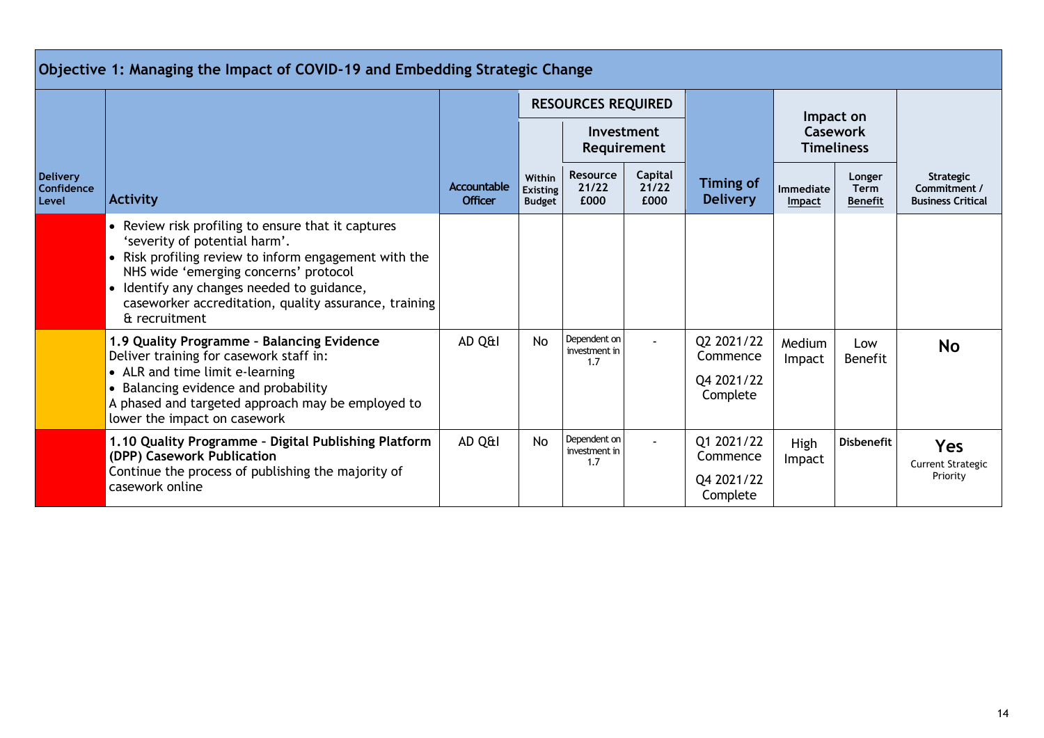## Objective 1: Managing the Impact of COVID-19 and Embedding Strategic Change

| Delivery Confidence Level | Activity | Accountable Officer | RESOURCES REQUIRED | | | Timing of Delivery | Impact on Casework Timeliness | | Strategic Commitment / Business Critical |
|---|---|---|---|---|---|---|---|---|---|
| | | | Within Existing Budget | Investment Requirement | | | Immediate Impact | Longer Term Benefit | |
| | | | | Resource 21/22 £000 | Capital 21/22 £000 | | | | |
| | • Review risk profiling to ensure that it captures 'severity of potential harm'.<br>• Risk profiling review to inform engagement with the NHS wide 'emerging concerns' protocol<br>• Identify any changes needed to guidance, caseworker accreditation, quality assurance, training & recruitment | | | | | | | | |
| | **1.9 Quality Programme – Balancing Evidence**<br>Deliver training for casework staff in:<br>• ALR and time limit e-learning<br>• Balancing evidence and probability<br>A phased and targeted approach may be employed to lower the impact on casework | AD Q&I | No | Dependent on investment in 1.7 | - | Q2 2021/22 Commence<br>Q4 2021/22 Complete | Medium Impact | Low Benefit | **No** |
| | **1.10 Quality Programme – Digital Publishing Platform (DPP) Casework Publication**<br>Continue the process of publishing the majority of casework online | AD Q&I | No | Dependent on investment in 1.7 | - | Q1 2021/22 Commence<br>Q4 2021/22 Complete | High Impact | **Disbenefit** | **Yes**<br>Current Strategic Priority |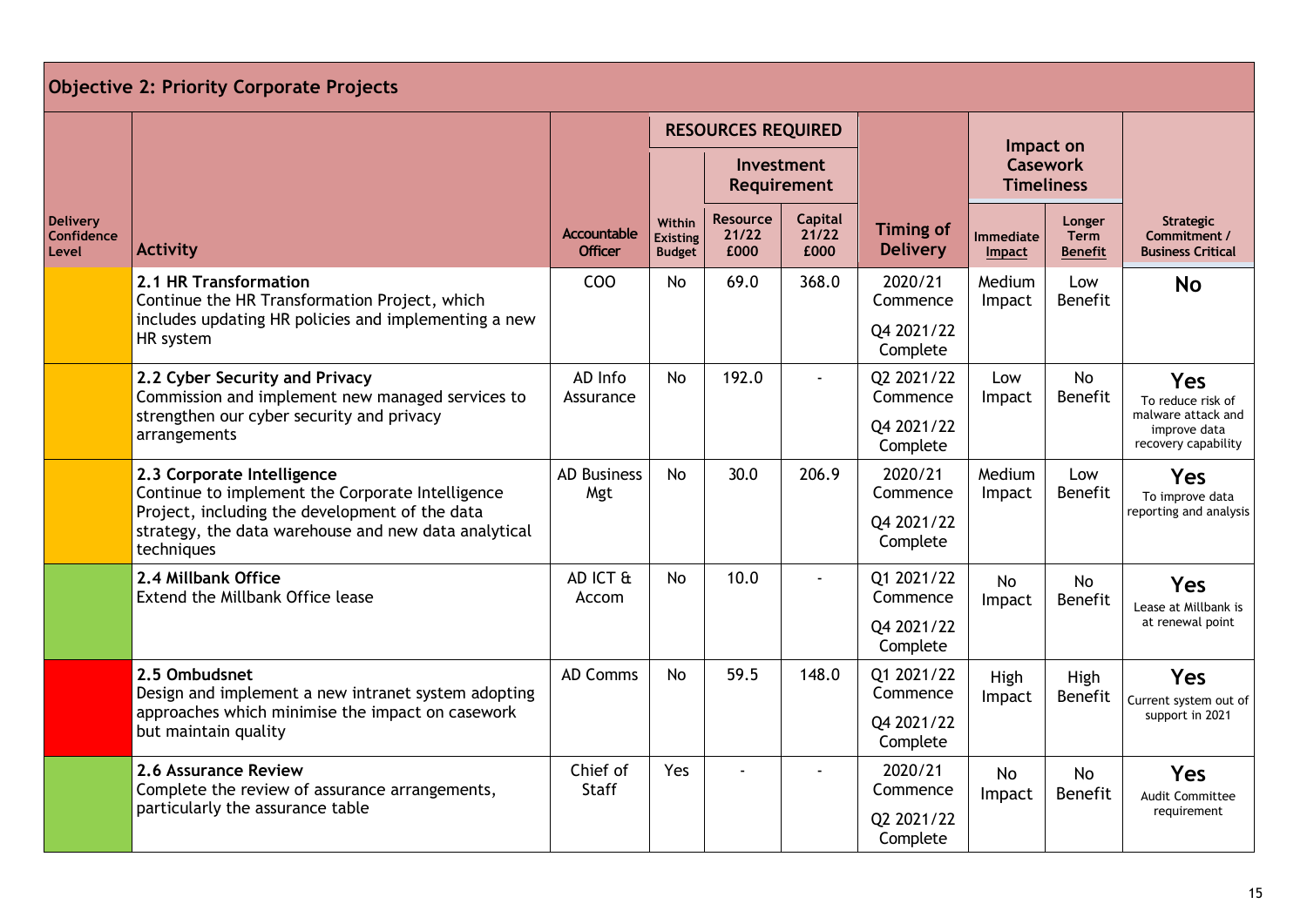## Objective 2: Priority Corporate Projects

| Delivery Confidence Level | Activity | Accountable Officer | RESOURCES REQUIRED | | | Timing of Delivery | Impact on Casework Timeliness | | Strategic Commitment / Business Critical |
|---|---|---|---|---|---|---|---|---|---|
| | | | Within Existing Budget | Investment Requirement | | | | | |
| | | | | Resource 21/22 £000 | Capital 21/22 £000 | | Immediate Impact | Longer Term Benefit | |
| | **2.1 HR Transformation** Continue the HR Transformation Project, which includes updating HR policies and implementing a new HR system | COO | No | 69.0 | 368.0 | 2020/21 Commence Q4 2021/22 Complete | Medium Impact | Low Benefit | **No** |
| | **2.2 Cyber Security and Privacy** Commission and implement new managed services to strengthen our cyber security and privacy arrangements | AD Info Assurance | No | 192.0 | - | Q2 2021/22 Commence Q4 2021/22 Complete | Low Impact | No Benefit | **Yes** To reduce risk of malware attack and improve data recovery capability |
| | **2.3 Corporate Intelligence** Continue to implement the Corporate Intelligence Project, including the development of the data strategy, the data warehouse and new data analytical techniques | AD Business Mgt | No | 30.0 | 206.9 | 2020/21 Commence Q4 2021/22 Complete | Medium Impact | Low Benefit | **Yes** To improve data reporting and analysis |
| | **2.4 Millbank Office** Extend the Millbank Office lease | AD ICT & Accom | No | 10.0 | - | Q1 2021/22 Commence Q4 2021/22 Complete | No Impact | No Benefit | **Yes** Lease at Millbank is at renewal point |
| | **2.5 Ombudsnet** Design and implement a new intranet system adopting approaches which minimise the impact on casework but maintain quality | AD Comms | No | 59.5 | 148.0 | Q1 2021/22 Commence Q4 2021/22 Complete | High Impact | High Benefit | **Yes** Current system out of support in 2021 |
| | **2.6 Assurance Review** Complete the review of assurance arrangements, particularly the assurance table | Chief of Staff | Yes | - | - | 2020/21 Commence Q2 2021/22 Complete | No Impact | No Benefit | **Yes** Audit Committee requirement |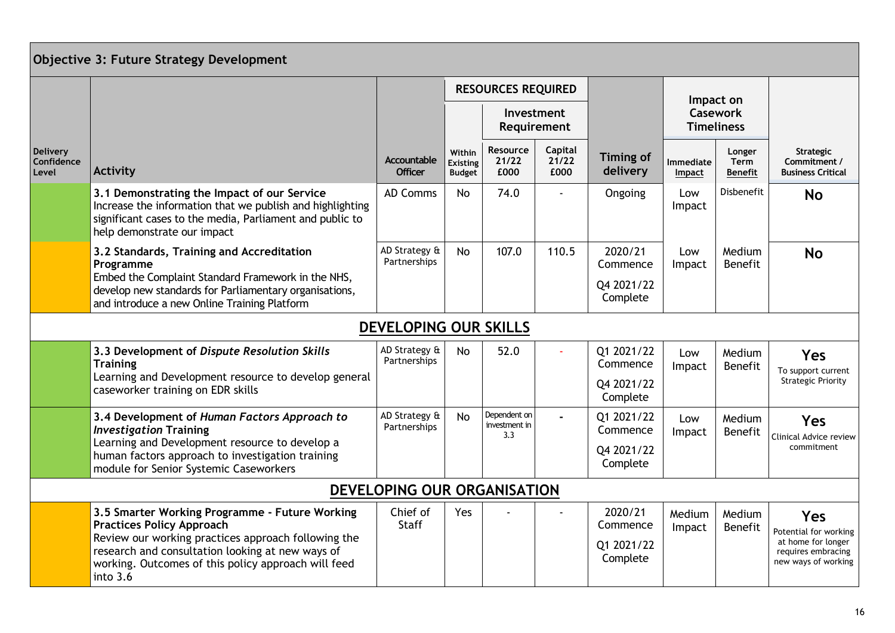## Objective 3: Future Strategy Development

| Delivery Confidence Level | Activity | Accountable Officer | RESOURCES REQUIRED | | | Timing of delivery | Impact on Casework Timeliness | | Strategic Commitment / Business Critical |
|---|---|---|---|---|---|---|---|---|---|
| | | | Within Existing Budget | Investment Requirement | | | | | |
| | | | | Resource 21/22 £000 | Capital 21/22 £000 | | Immediate Impact | Longer Term Benefit | |
| | **3.1 Demonstrating the Impact of our Service** Increase the information that we publish and highlighting significant cases to the media, Parliament and public to help demonstrate our impact | AD Comms | No | 74.0 | - | Ongoing | Low Impact | Disbenefit | **No** |
| | **3.2 Standards, Training and Accreditation Programme** Embed the Complaint Standard Framework in the NHS, develop new standards for Parliamentary organisations, and introduce a new Online Training Platform | AD Strategy & Partnerships | No | 107.0 | 110.5 | 2020/21 Commence<br>Q4 2021/22 Complete | Low Impact | Medium Benefit | **No** |
| **DEVELOPING OUR SKILLS** | | | | | | | | | |
| | **3.3 Development of *Dispute Resolution Skills* Training** Learning and Development resource to develop general caseworker training on EDR skills | AD Strategy & Partnerships | No | 52.0 | - | Q1 2021/22 Commence<br>Q4 2021/22 Complete | Low Impact | Medium Benefit | **Yes** To support current Strategic Priority |
| | **3.4 Development of *Human Factors Approach to Investigation* Training** Learning and Development resource to develop a human factors approach to investigation training module for Senior Systemic Caseworkers | AD Strategy & Partnerships | No | Dependent on investment in 3.3 | - | Q1 2021/22 Commence<br>Q4 2021/22 Complete | Low Impact | Medium Benefit | **Yes** Clinical Advice review commitment |
| **DEVELOPING OUR ORGANISATION** | | | | | | | | | |
| | **3.5 Smarter Working Programme - Future Working Practices Policy Approach** Review our working practices approach following the research and consultation looking at new ways of working. Outcomes of this policy approach will feed into 3.6 | Chief of Staff | Yes | - | - | 2020/21 Commence<br>Q1 2021/22 Complete | Medium Impact | Medium Benefit | **Yes** Potential for working at home for longer requires embracing new ways of working |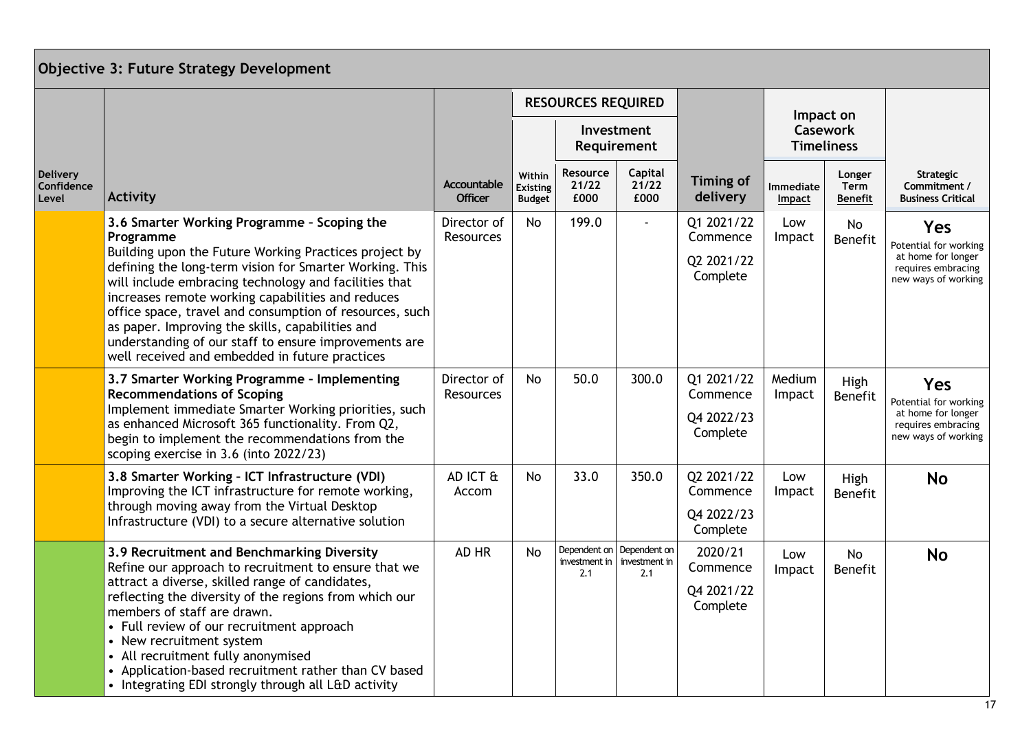## Objective 3: Future Strategy Development

| Delivery Confidence Level | Activity | Accountable Officer | RESOURCES REQUIRED | | | Timing of delivery | Impact on Casework Timeliness | | Strategic Commitment / Business Critical |
|---|---|---|---|---|---|---|---|---|---|
| | | | Within Existing Budget | Investment Requirement | | | | | |
| | | | | Resource 21/22 £000 | Capital 21/22 £000 | | Immediate Impact | Longer Term Benefit | |
| | **3.6 Smarter Working Programme – Scoping the Programme** Building upon the Future Working Practices project by defining the long-term vision for Smarter Working. This will include embracing technology and facilities that increases remote working capabilities and reduces office space, travel and consumption of resources, such as paper. Improving the skills, capabilities and understanding of our staff to ensure improvements are well received and embedded in future practices | Director of Resources | No | 199.0 | - | Q1 2021/22 Commence Q2 2021/22 Complete | Low Impact | No Benefit | **Yes** Potential for working at home for longer requires embracing new ways of working |
| | **3.7 Smarter Working Programme - Implementing Recommendations of Scoping** Implement immediate Smarter Working priorities, such as enhanced Microsoft 365 functionality. From Q2, begin to implement the recommendations from the scoping exercise in 3.6 (into 2022/23) | Director of Resources | No | 50.0 | 300.0 | Q1 2021/22 Commence Q4 2022/23 Complete | Medium Impact | High Benefit | **Yes** Potential for working at home for longer requires embracing new ways of working |
| | **3.8 Smarter Working - ICT Infrastructure (VDI)** Improving the ICT infrastructure for remote working, through moving away from the Virtual Desktop Infrastructure (VDI) to a secure alternative solution | AD ICT & Accom | No | 33.0 | 350.0 | Q2 2021/22 Commence Q4 2022/23 Complete | Low Impact | High Benefit | **No** |
| | **3.9 Recruitment and Benchmarking Diversity** Refine our approach to recruitment to ensure that we attract a diverse, skilled range of candidates, reflecting the diversity of the regions from which our members of staff are drawn. • Full review of our recruitment approach • New recruitment system • All recruitment fully anonymised • Application-based recruitment rather than CV based • Integrating EDI strongly through all L&D activity | AD HR | No | Dependent on investment in 2.1 | Dependent on investment in 2.1 | 2020/21 Commence Q4 2021/22 Complete | Low Impact | No Benefit | **No** |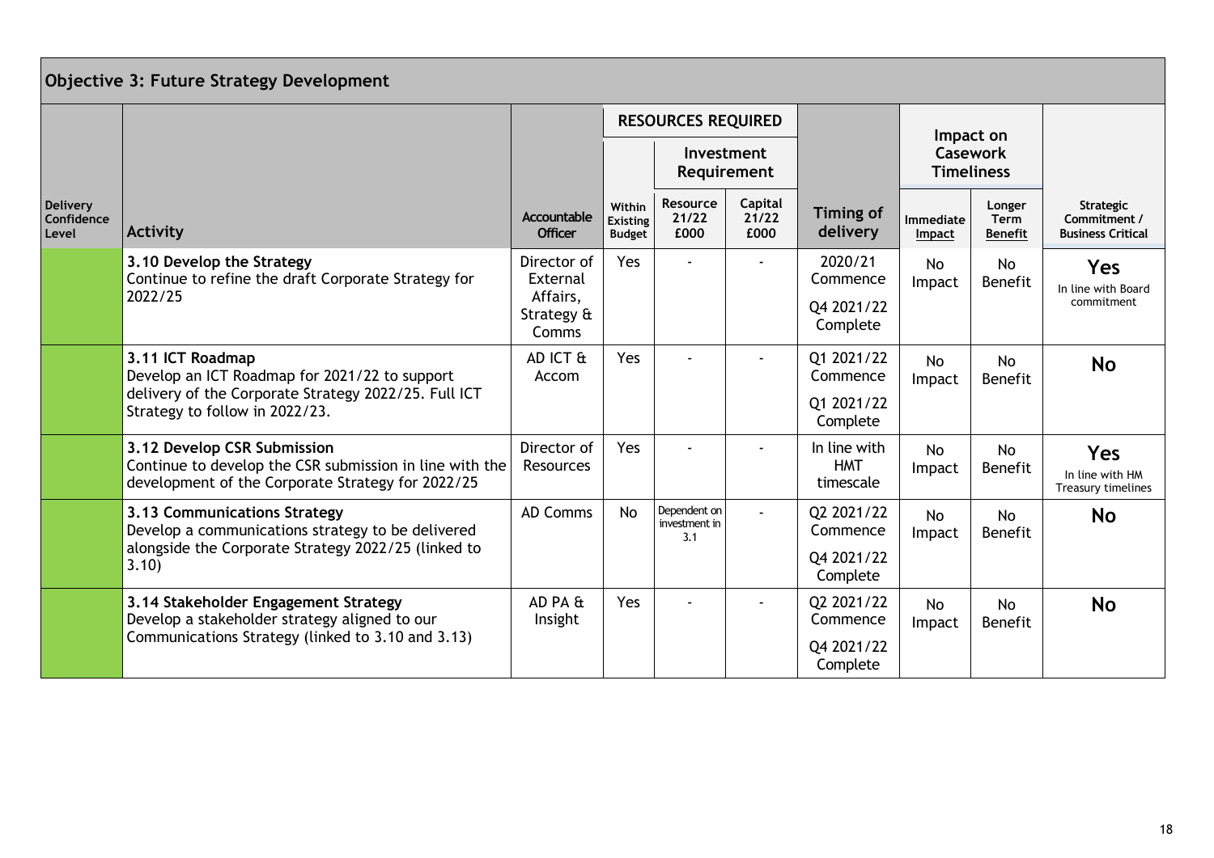## Objective 3: Future Strategy Development

| Delivery Confidence Level | Activity | Accountable Officer | RESOURCES REQUIRED | | | Timing of delivery | Impact on Casework Timeliness | | Strategic Commitment / Business Critical |
|---|---|---|---|---|---|---|---|---|---|
| | | | Within Existing Budget | Investment Requirement | | | | | |
| | | | | Resource 21/22 £000 | Capital 21/22 £000 | | Immediate Impact | Longer Term Benefit | |
| | **3.10 Develop the Strategy** Continue to refine the draft Corporate Strategy for 2022/25 | Director of External Affairs, Strategy & Comms | Yes | - | - | 2020/21 Commence Q4 2021/22 Complete | No Impact | No Benefit | **Yes** In line with Board commitment |
| | **3.11 ICT Roadmap** Develop an ICT Roadmap for 2021/22 to support delivery of the Corporate Strategy 2022/25. Full ICT Strategy to follow in 2022/23. | AD ICT & Accom | Yes | - | - | Q1 2021/22 Commence Q1 2021/22 Complete | No Impact | No Benefit | **No** |
| | **3.12 Develop CSR Submission** Continue to develop the CSR submission in line with the development of the Corporate Strategy for 2022/25 | Director of Resources | Yes | - | - | In line with HMT timescale | No Impact | No Benefit | **Yes** In line with HM Treasury timelines |
| | **3.13 Communications Strategy** Develop a communications strategy to be delivered alongside the Corporate Strategy 2022/25 (linked to 3.10) | AD Comms | No | Dependent on investment in 3.1 | - | Q2 2021/22 Commence Q4 2021/22 Complete | No Impact | No Benefit | **No** |
| | **3.14 Stakeholder Engagement Strategy** Develop a stakeholder strategy aligned to our Communications Strategy (linked to 3.10 and 3.13) | AD PA & Insight | Yes | - | - | Q2 2021/22 Commence Q4 2021/22 Complete | No Impact | No Benefit | **No** |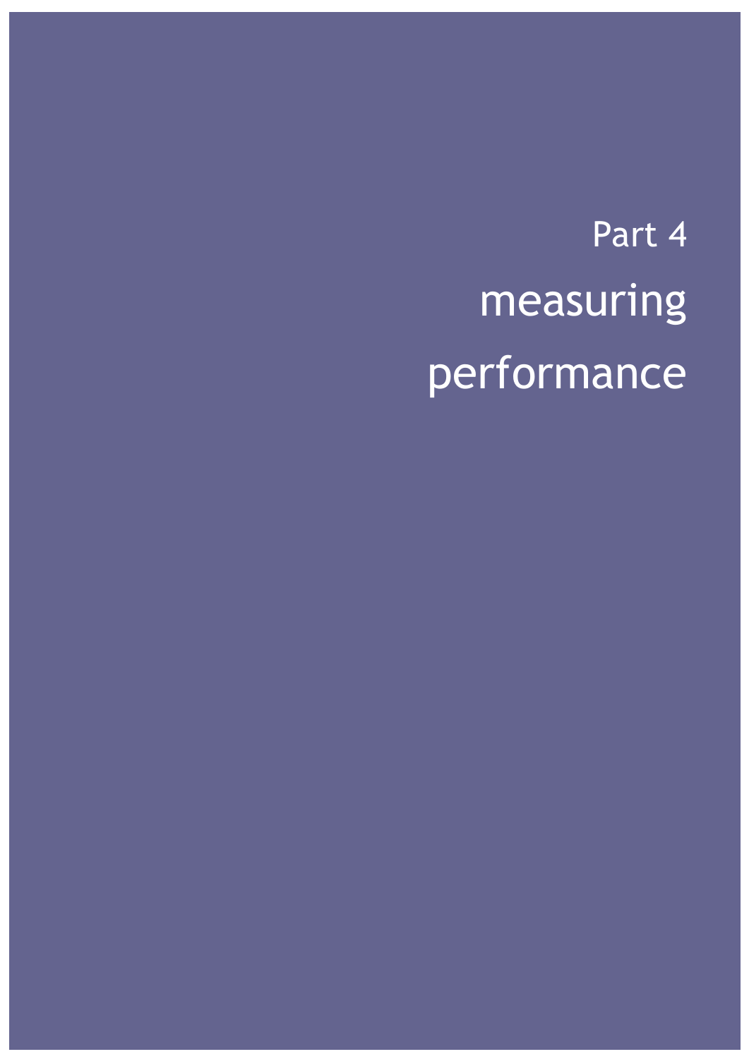# Part 4

# measuring performance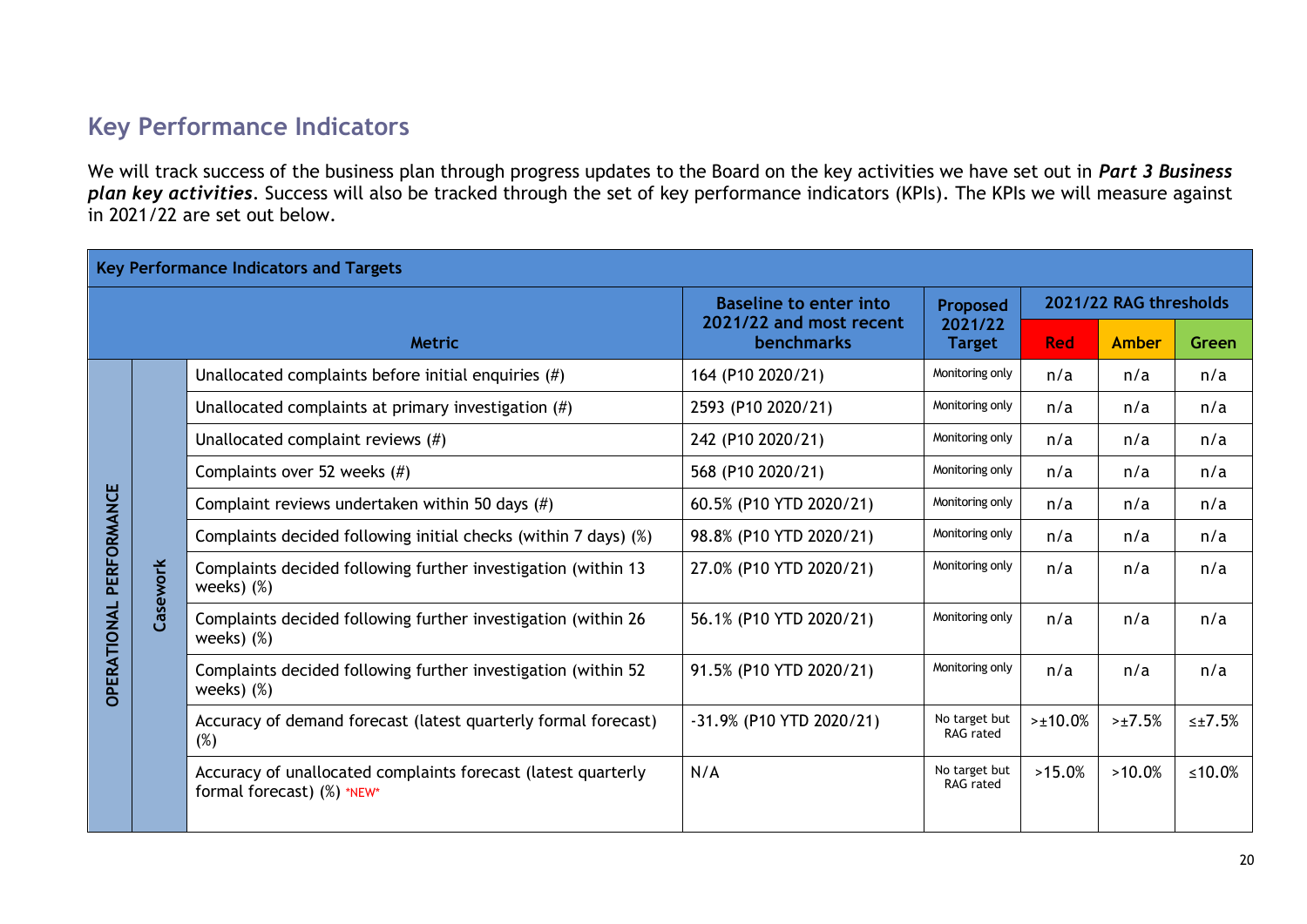## Key Performance Indicators

We will track success of the business plan through progress updates to the Board on the key activities we have set out in ***Part 3 Business plan key activities***. Success will also be tracked through the set of key performance indicators (KPIs). The KPIs we will measure against in 2021/22 are set out below.

**Key Performance Indicators and Targets**

| | | Metric | Baseline to enter into 2021/22 and most recent benchmarks | Proposed 2021/22 Target | 2021/22 RAG thresholds | | |
|---|---|---|---|---|---|---|---|
| | | | | | Red | Amber | Green |
| OPERATIONAL PERFORMANCE | Casework | Unallocated complaints before initial enquiries (#) | 164 (P10 2020/21) | Monitoring only | n/a | n/a | n/a |
| | | Unallocated complaints at primary investigation (#) | 2593 (P10 2020/21) | Monitoring only | n/a | n/a | n/a |
| | | Unallocated complaint reviews (#) | 242 (P10 2020/21) | Monitoring only | n/a | n/a | n/a |
| | | Complaints over 52 weeks (#) | 568 (P10 2020/21) | Monitoring only | n/a | n/a | n/a |
| | | Complaint reviews undertaken within 50 days (#) | 60.5% (P10 YTD 2020/21) | Monitoring only | n/a | n/a | n/a |
| | | Complaints decided following initial checks (within 7 days) (%) | 98.8% (P10 YTD 2020/21) | Monitoring only | n/a | n/a | n/a |
| | | Complaints decided following further investigation (within 13 weeks) (%) | 27.0% (P10 YTD 2020/21) | Monitoring only | n/a | n/a | n/a |
| | | Complaints decided following further investigation (within 26 weeks) (%) | 56.1% (P10 YTD 2020/21) | Monitoring only | n/a | n/a | n/a |
| | | Complaints decided following further investigation (within 52 weeks) (%) | 91.5% (P10 YTD 2020/21) | Monitoring only | n/a | n/a | n/a |
| | | Accuracy of demand forecast (latest quarterly formal forecast) (%) | -31.9% (P10 YTD 2020/21) | No target but RAG rated | >±10.0% | >±7.5% | ≤±7.5% |
| | | Accuracy of unallocated complaints forecast (latest quarterly formal forecast) (%) *NEW* | N/A | No target but RAG rated | >15.0% | >10.0% | ≤10.0% |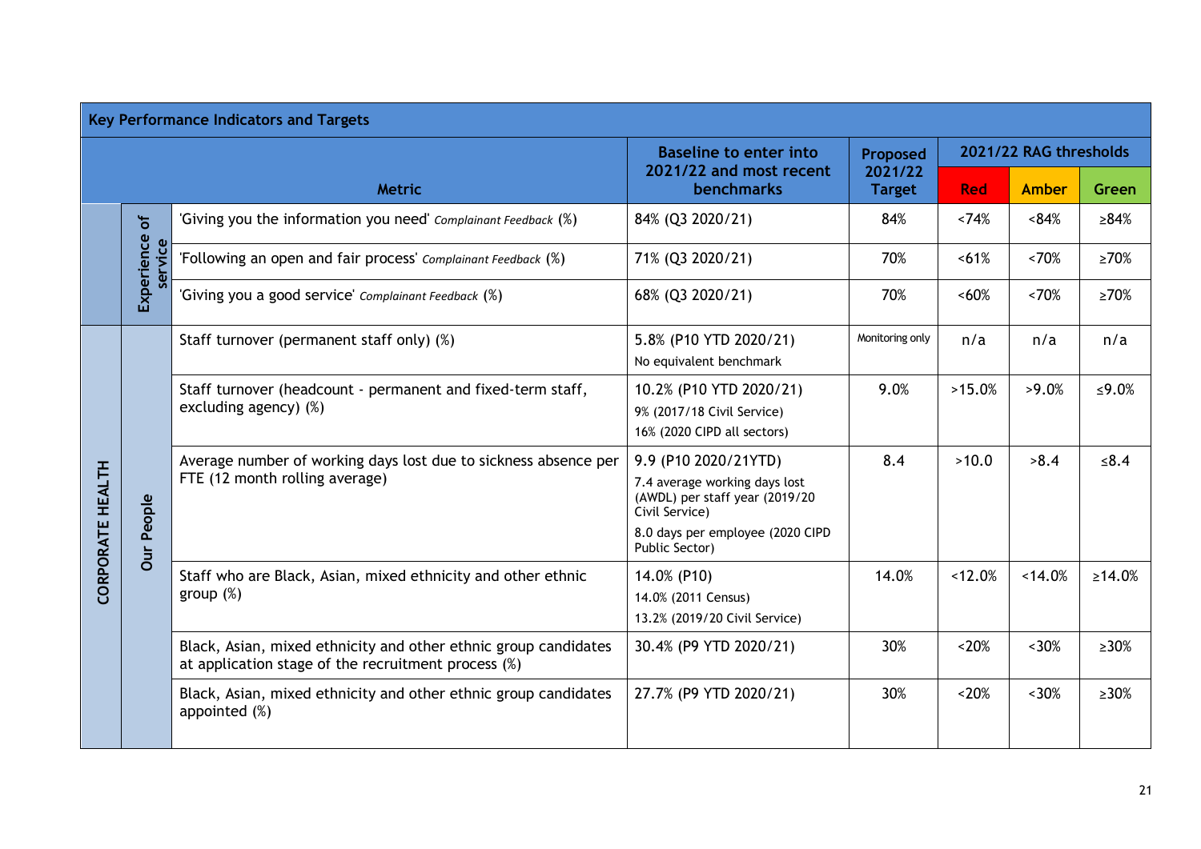| Key Performance Indicators and Targets | | | | | | | |
|---|---|---|---|---|---|---|---|
| | | Metric | Baseline to enter into 2021/22 and most recent benchmarks | Proposed 2021/22 Target | 2021/22 RAG thresholds | | |
| | | | | | Red | Amber | Green |
| | Experience of service | 'Giving you the information you need' *Complainant Feedback* (%) | 84% (Q3 2020/21) | 84% | <74% | <84% | ≥84% |
| | | 'Following an open and fair process' *Complainant Feedback* (%) | 71% (Q3 2020/21) | 70% | <61% | <70% | ≥70% |
| | | 'Giving you a good service' *Complainant Feedback* (%) | 68% (Q3 2020/21) | 70% | <60% | <70% | ≥70% |
| CORPORATE HEALTH | Our People | Staff turnover (permanent staff only) (%) | 5.8% (P10 YTD 2020/21)<br>No equivalent benchmark | Monitoring only | n/a | n/a | n/a |
| | | Staff turnover (headcount - permanent and fixed-term staff, excluding agency) (%) | 10.2% (P10 YTD 2020/21)<br>9% (2017/18 Civil Service)<br>16% (2020 CIPD all sectors) | 9.0% | >15.0% | >9.0% | ≤9.0% |
| | | Average number of working days lost due to sickness absence per FTE (12 month rolling average) | 9.9 (P10 2020/21YTD)<br>7.4 average working days lost (AWDL) per staff year (2019/20 Civil Service)<br>8.0 days per employee (2020 CIPD Public Sector) | 8.4 | >10.0 | >8.4 | ≤8.4 |
| | | Staff who are Black, Asian, mixed ethnicity and other ethnic group (%) | 14.0% (P10)<br>14.0% (2011 Census)<br>13.2% (2019/20 Civil Service) | 14.0% | <12.0% | <14.0% | ≥14.0% |
| | | Black, Asian, mixed ethnicity and other ethnic group candidates at application stage of the recruitment process (%) | 30.4% (P9 YTD 2020/21) | 30% | <20% | <30% | ≥30% |
| | | Black, Asian, mixed ethnicity and other ethnic group candidates appointed (%) | 27.7% (P9 YTD 2020/21) | 30% | <20% | <30% | ≥30% |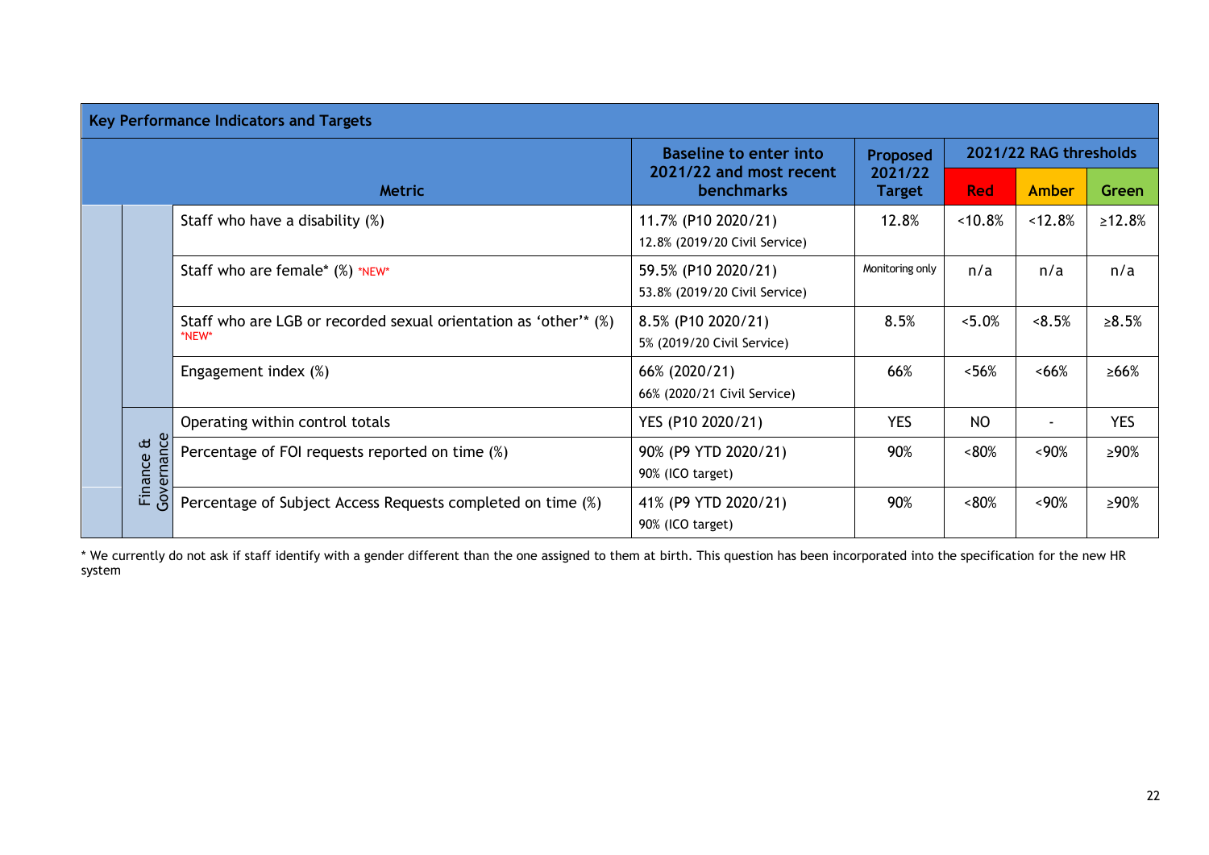| Key Performance Indicators and Targets | | | | | | | |
|---|---|---|---|---|---|---|---|
| | | Metric | Baseline to enter into 2021/22 and most recent benchmarks | Proposed 2021/22 Target | 2021/22 RAG thresholds | | |
| | | | | | Red | Amber | Green |
| | | Staff who have a disability (%) | 11.7% (P10 2020/21)<br>12.8% (2019/20 Civil Service) | 12.8% | <10.8% | <12.8% | ≥12.8% |
| | | Staff who are female* (%) *NEW* | 59.5% (P10 2020/21)<br>53.8% (2019/20 Civil Service) | Monitoring only | n/a | n/a | n/a |
| | | Staff who are LGB or recorded sexual orientation as 'other'* (%) *NEW* | 8.5% (P10 2020/21)<br>5% (2019/20 Civil Service) | 8.5% | <5.0% | <8.5% | ≥8.5% |
| | | Engagement index (%) | 66% (2020/21)<br>66% (2020/21 Civil Service) | 66% | <56% | <66% | ≥66% |
| | Finance & Governance | Operating within control totals | YES (P10 2020/21) | YES | NO | - | YES |
| | Finance & Governance | Percentage of FOI requests reported on time (%) | 90% (P9 YTD 2020/21)<br>90% (ICO target) | 90% | <80% | <90% | ≥90% |
| | Finance & Governance | Percentage of Subject Access Requests completed on time (%) | 41% (P9 YTD 2020/21)<br>90% (ICO target) | 90% | <80% | <90% | ≥90% |

* We currently do not ask if staff identify with a gender different than the one assigned to them at birth. This question has been incorporated into the specification for the new HR system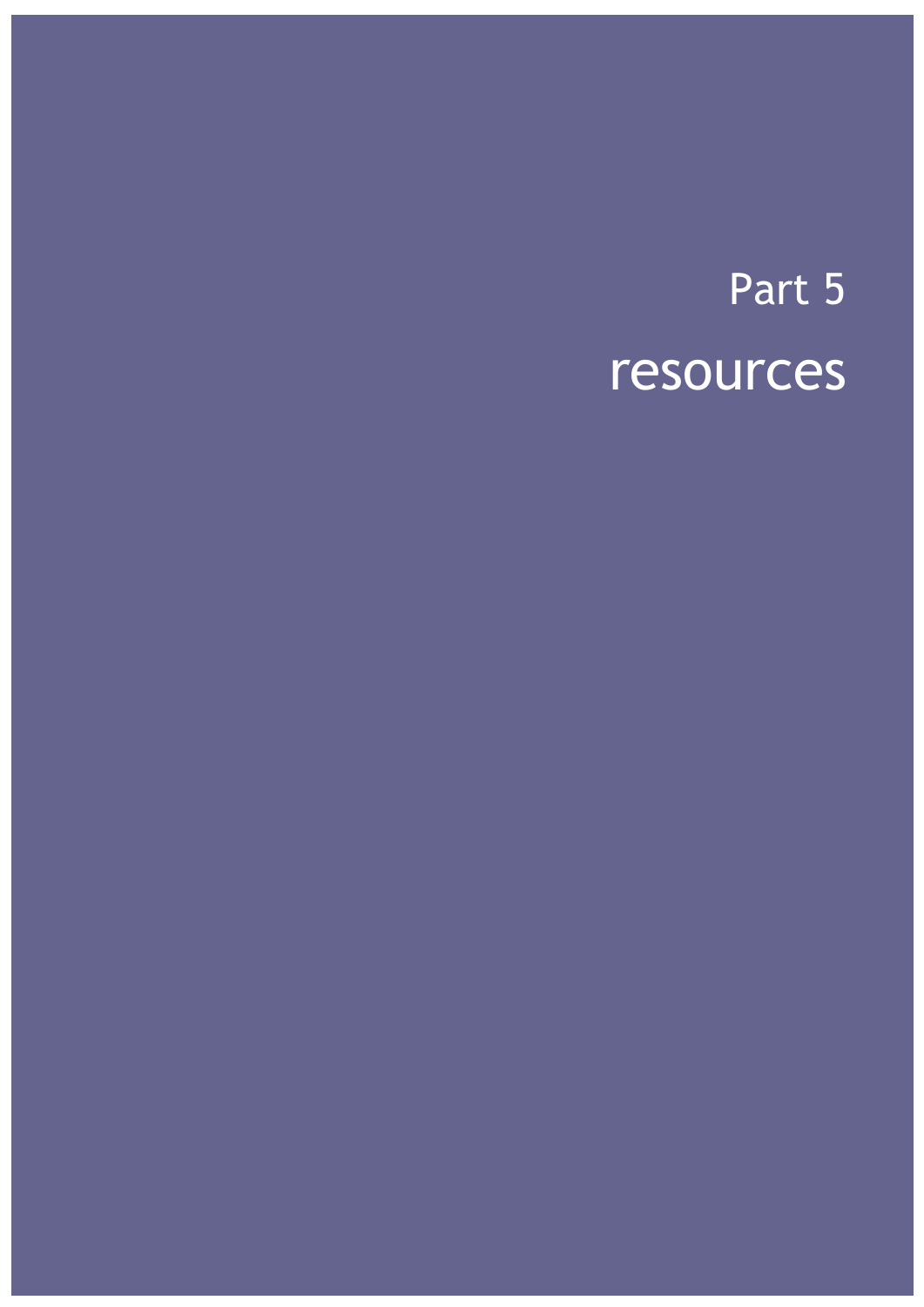# Part 5

# resources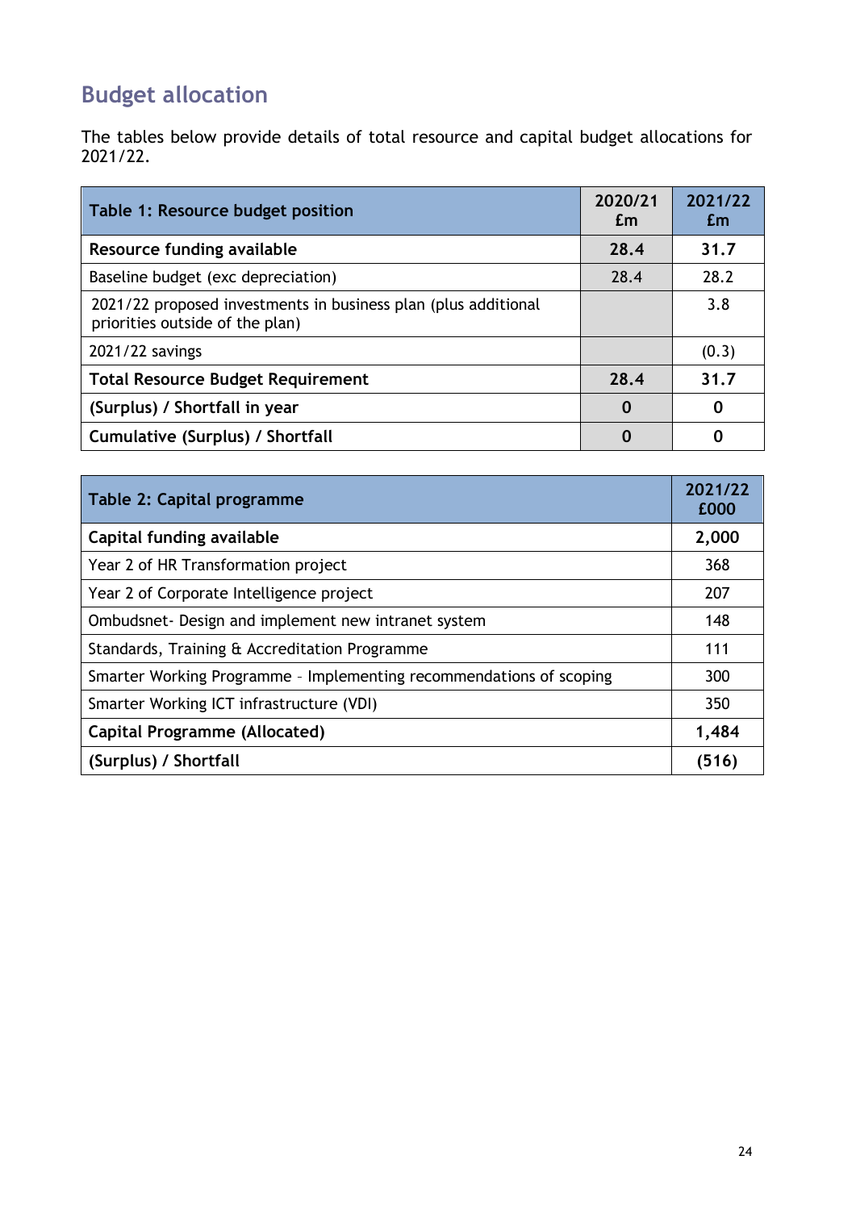## Budget allocation

The tables below provide details of total resource and capital budget allocations for 2021/22.

| Table 1: Resource budget position | 2020/21 £m | 2021/22 £m |
|---|---|---|
| **Resource funding available** | **28.4** | **31.7** |
| Baseline budget (exc depreciation) | 28.4 | 28.2 |
| 2021/22 proposed investments in business plan (plus additional priorities outside of the plan) | | 3.8 |
| 2021/22 savings | | (0.3) |
| **Total Resource Budget Requirement** | **28.4** | **31.7** |
| **(Surplus) / Shortfall in year** | **0** | **0** |
| **Cumulative (Surplus) / Shortfall** | **0** | **0** |

| Table 2: Capital programme | 2021/22 £000 |
|---|---|
| **Capital funding available** | **2,000** |
| Year 2 of HR Transformation project | 368 |
| Year 2 of Corporate Intelligence project | 207 |
| Ombudsnet- Design and implement new intranet system | 148 |
| Standards, Training & Accreditation Programme | 111 |
| Smarter Working Programme – Implementing recommendations of scoping | 300 |
| Smarter Working ICT infrastructure (VDI) | 350 |
| **Capital Programme (Allocated)** | **1,484** |
| **(Surplus) / Shortfall** | **(516)** |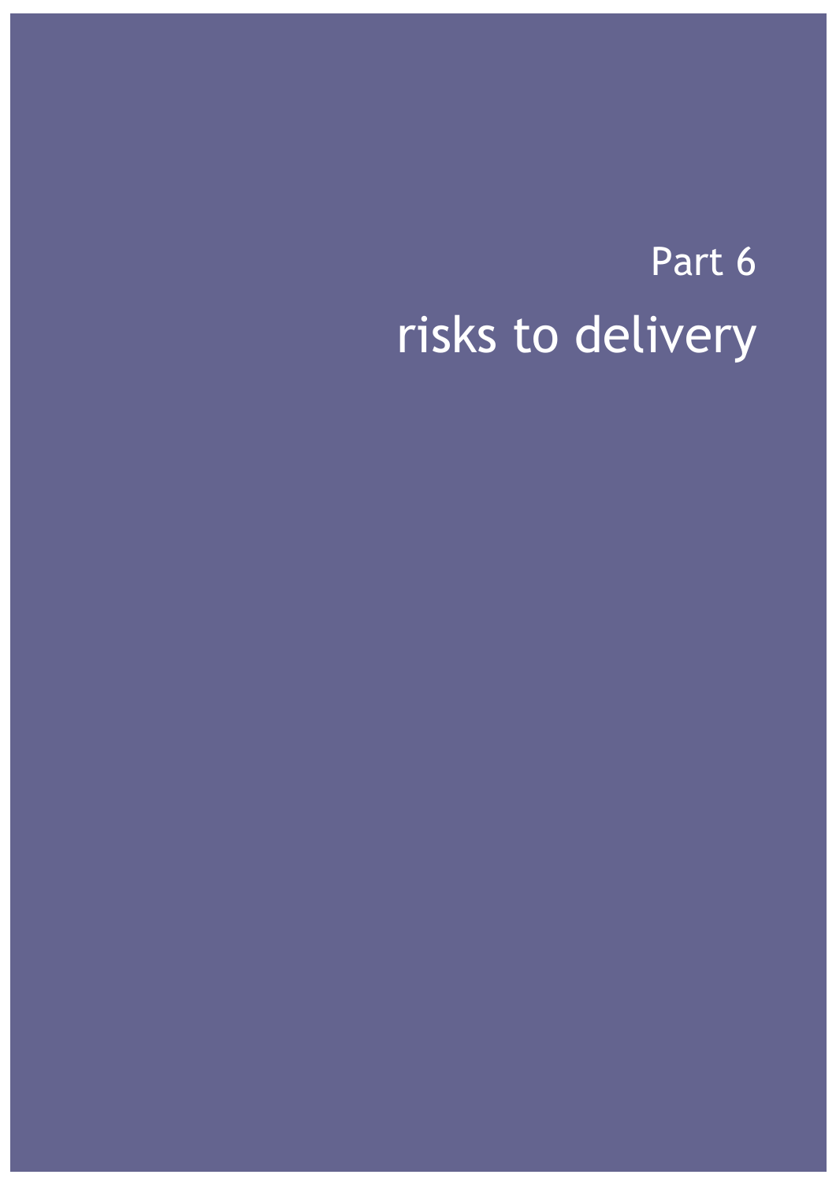# Part 6

# risks to delivery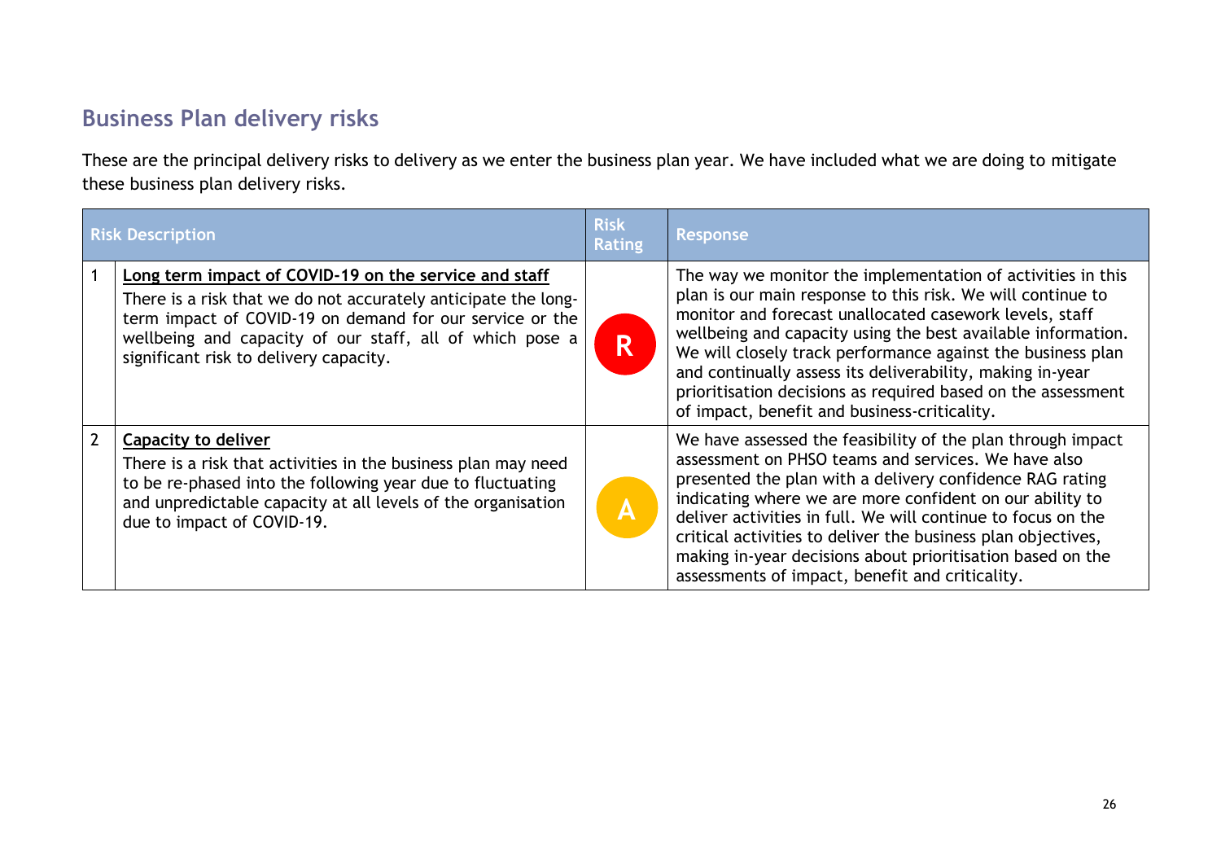## Business Plan delivery risks

These are the principal delivery risks to delivery as we enter the business plan year. We have included what we are doing to mitigate these business plan delivery risks.

| | Risk Description | Risk Rating | Response |
|---|---|---|---|
| 1 | **Long term impact of COVID-19 on the service and staff** There is a risk that we do not accurately anticipate the long-term impact of COVID-19 on demand for our service or the wellbeing and capacity of our staff, all of which pose a significant risk to delivery capacity. | R | The way we monitor the implementation of activities in this plan is our main response to this risk. We will continue to monitor and forecast unallocated casework levels, staff wellbeing and capacity using the best available information. We will closely track performance against the business plan and continually assess its deliverability, making in-year prioritisation decisions as required based on the assessment of impact, benefit and business-criticality. |
| 2 | **Capacity to deliver** There is a risk that activities in the business plan may need to be re-phased into the following year due to fluctuating and unpredictable capacity at all levels of the organisation due to impact of COVID-19. | A | We have assessed the feasibility of the plan through impact assessment on PHSO teams and services. We have also presented the plan with a delivery confidence RAG rating indicating where we are more confident on our ability to deliver activities in full. We will continue to focus on the critical activities to deliver the business plan objectives, making in-year decisions about prioritisation based on the assessments of impact, benefit and criticality. |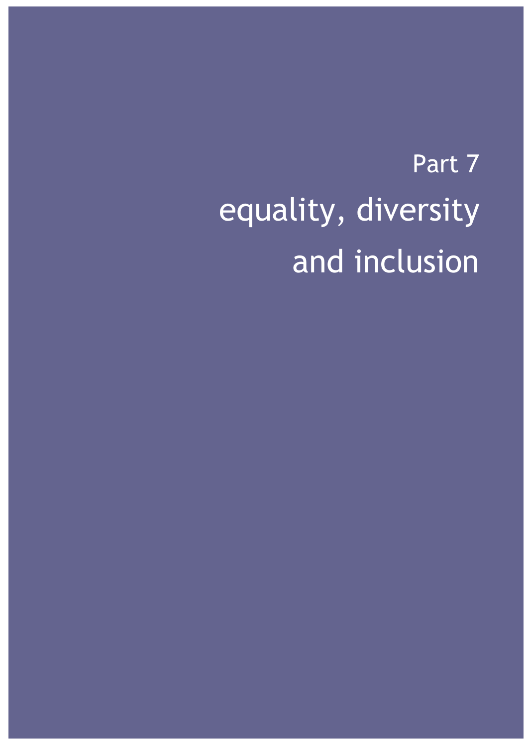# Part 7

# equality, diversity and inclusion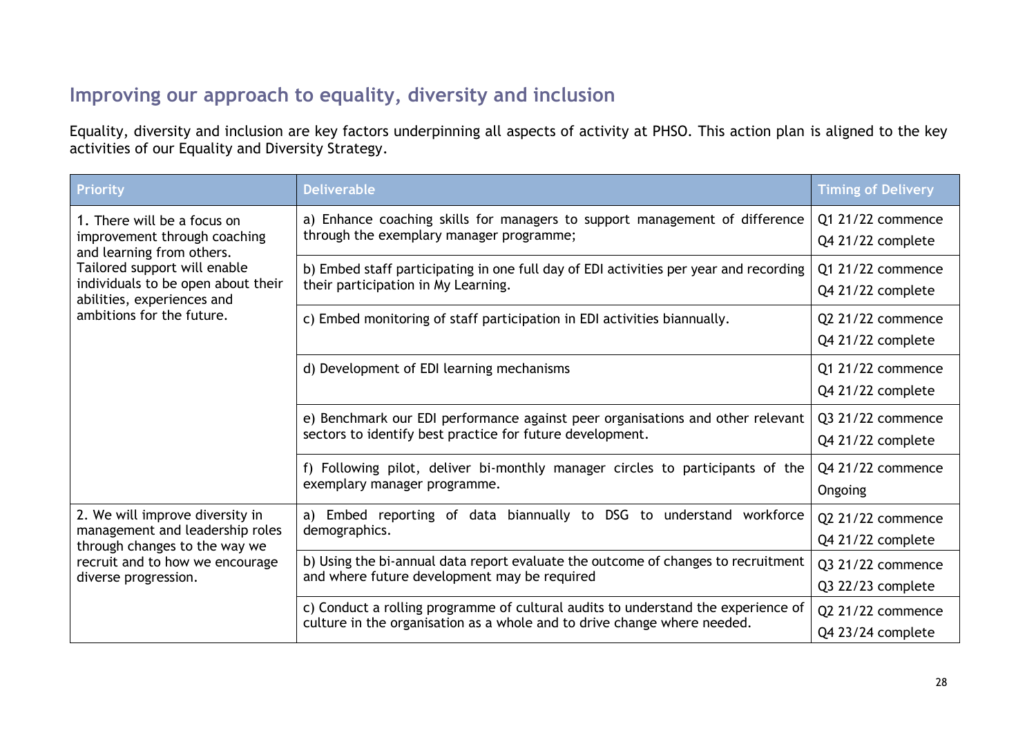## Improving our approach to equality, diversity and inclusion

Equality, diversity and inclusion are key factors underpinning all aspects of activity at PHSO. This action plan is aligned to the key activities of our Equality and Diversity Strategy.

| Priority | Deliverable | Timing of Delivery |
|---|---|---|
| 1. There will be a focus on improvement through coaching and learning from others. Tailored support will enable individuals to be open about their abilities, experiences and ambitions for the future. | a) Enhance coaching skills for managers to support management of difference through the exemplary manager programme; | Q1 21/22 commence<br>Q4 21/22 complete |
| | b) Embed staff participating in one full day of EDI activities per year and recording their participation in My Learning. | Q1 21/22 commence<br>Q4 21/22 complete |
| | c) Embed monitoring of staff participation in EDI activities biannually. | Q2 21/22 commence<br>Q4 21/22 complete |
| | d) Development of EDI learning mechanisms | Q1 21/22 commence<br>Q4 21/22 complete |
| | e) Benchmark our EDI performance against peer organisations and other relevant sectors to identify best practice for future development. | Q3 21/22 commence<br>Q4 21/22 complete |
| | f) Following pilot, deliver bi-monthly manager circles to participants of the exemplary manager programme. | Q4 21/22 commence<br>Ongoing |
| 2. We will improve diversity in management and leadership roles through changes to the way we recruit and to how we encourage diverse progression. | a) Embed reporting of data biannually to DSG to understand workforce demographics. | Q2 21/22 commence<br>Q4 21/22 complete |
| | b) Using the bi-annual data report evaluate the outcome of changes to recruitment and where future development may be required | Q3 21/22 commence<br>Q3 22/23 complete |
| | c) Conduct a rolling programme of cultural audits to understand the experience of culture in the organisation as a whole and to drive change where needed. | Q2 21/22 commence<br>Q4 23/24 complete |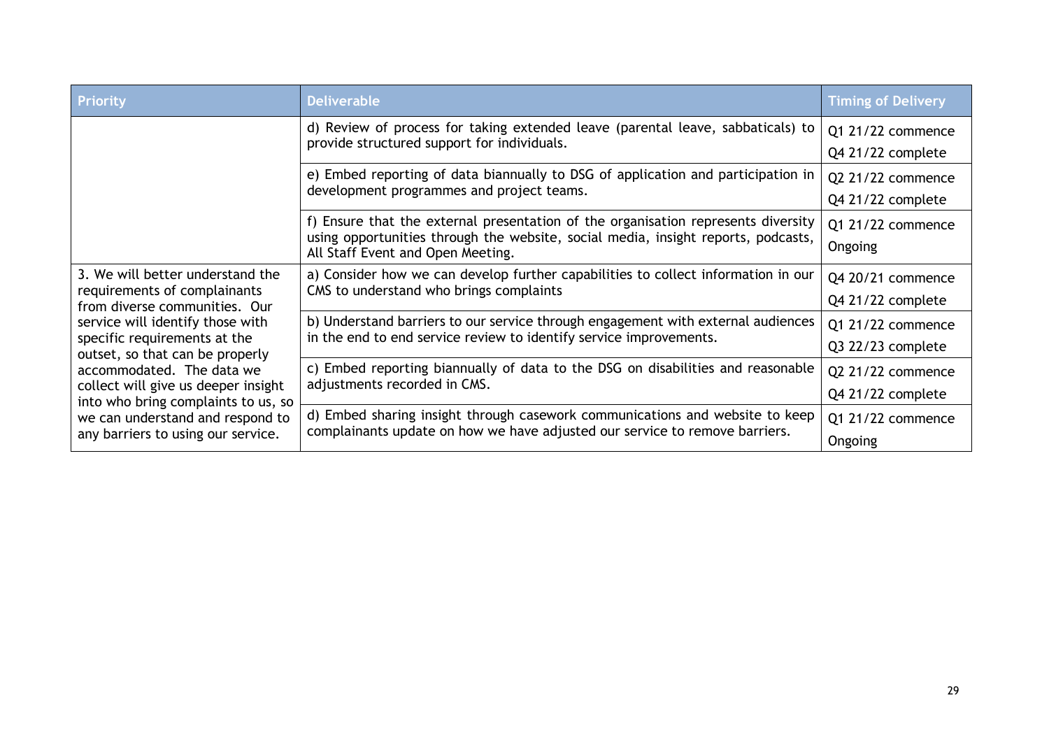| Priority | Deliverable | Timing of Delivery |
|---|---|---|
| | d) Review of process for taking extended leave (parental leave, sabbaticals) to provide structured support for individuals. | Q1 21/22 commence<br>Q4 21/22 complete |
| | e) Embed reporting of data biannually to DSG of application and participation in development programmes and project teams. | Q2 21/22 commence<br>Q4 21/22 complete |
| | f) Ensure that the external presentation of the organisation represents diversity using opportunities through the website, social media, insight reports, podcasts, All Staff Event and Open Meeting. | Q1 21/22 commence<br>Ongoing |
| 3. We will better understand the requirements of complainants from diverse communities. Our service will identify those with specific requirements at the outset, so that can be properly accommodated. The data we collect will give us deeper insight into who bring complaints to us, so we can understand and respond to any barriers to using our service. | a) Consider how we can develop further capabilities to collect information in our CMS to understand who brings complaints | Q4 20/21 commence<br>Q4 21/22 complete |
| | b) Understand barriers to our service through engagement with external audiences in the end to end service review to identify service improvements. | Q1 21/22 commence<br>Q3 22/23 complete |
| | c) Embed reporting biannually of data to the DSG on disabilities and reasonable adjustments recorded in CMS. | Q2 21/22 commence<br>Q4 21/22 complete |
| | d) Embed sharing insight through casework communications and website to keep complainants update on how we have adjusted our service to remove barriers. | Q1 21/22 commence<br>Ongoing |